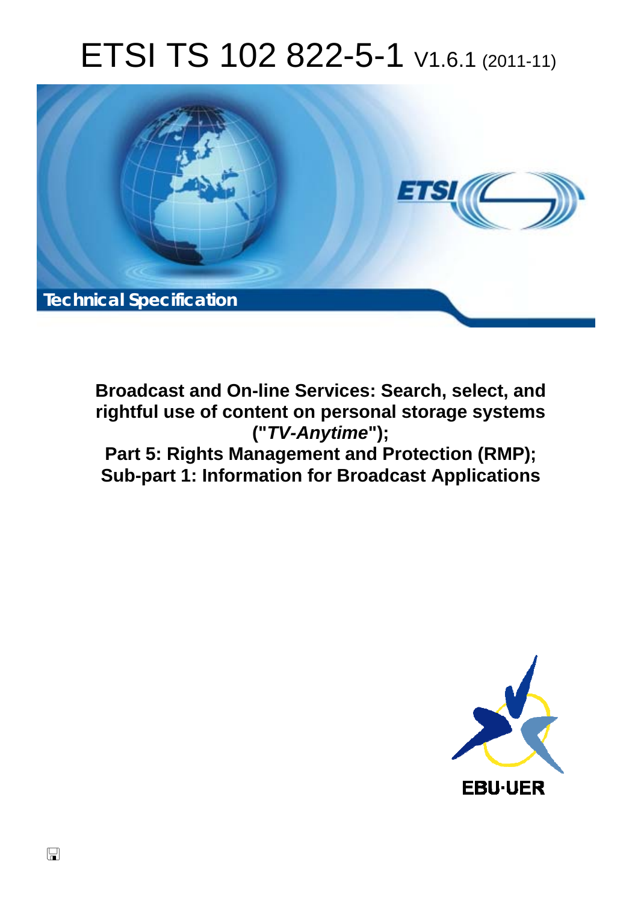# ETSI TS 102 822-5-1 V1.6.1 (2011-11)

**Technical Specification**

**Broadcast and On-line Services: Search, select, and rightful use of content on personal storage systems ("*TV-Anytime*");**
**Part 5: Rights Management and Protection (RMP);**
**Sub-part 1: Information for Broadcast Applications**

EBU·UER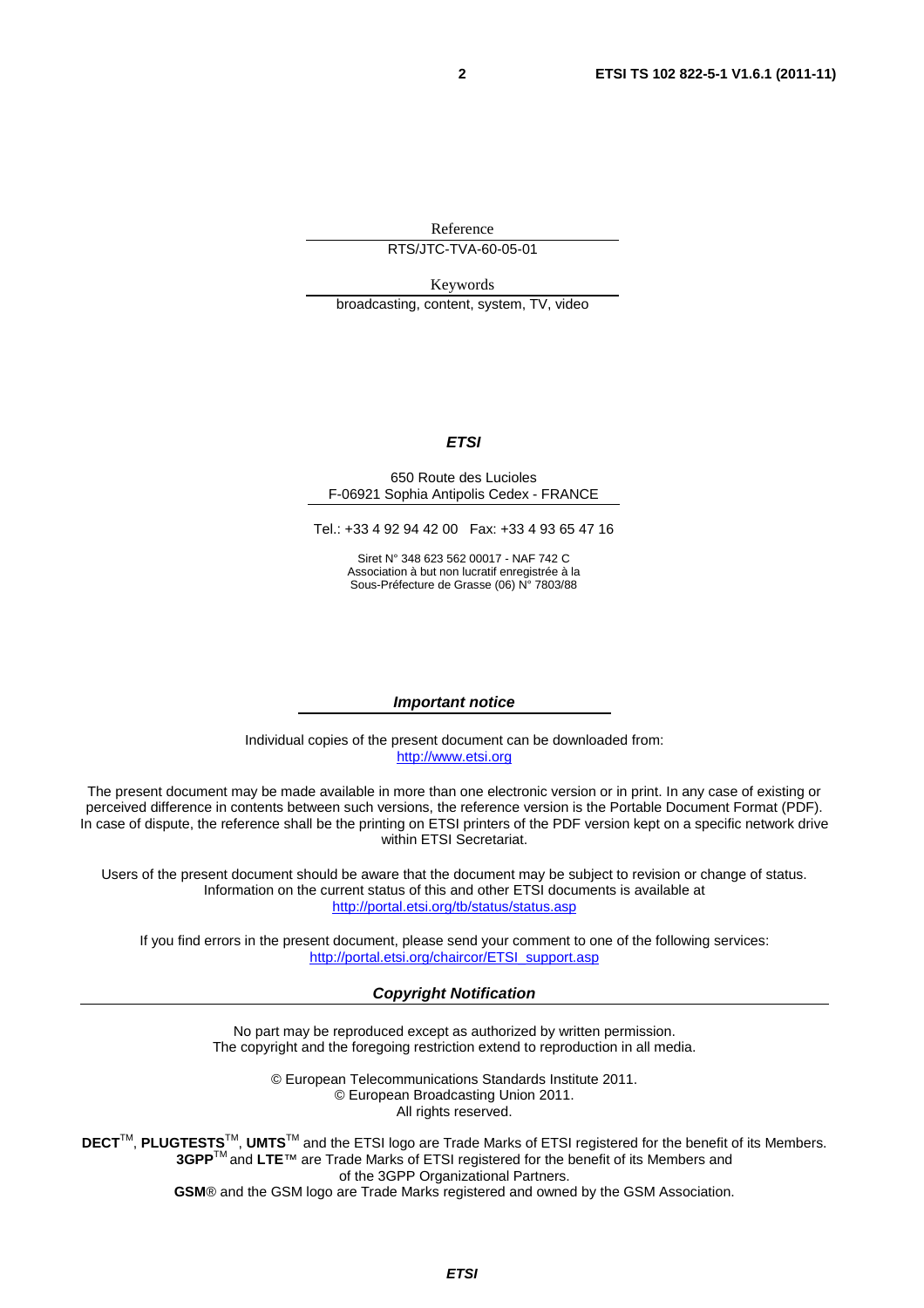Reference

RTS/JTC-TVA-60-05-01

Keywords

broadcasting, content, system, TV, video

***ETSI***

650 Route des Lucioles
F-06921 Sophia Antipolis Cedex - FRANCE

Tel.: +33 4 92 94 42 00 Fax: +33 4 93 65 47 16

Siret N° 348 623 562 00017 - NAF 742 C
Association à but non lucratif enregistrée à la
Sous-Préfecture de Grasse (06) N° 7803/88

***Important notice***

Individual copies of the present document can be downloaded from:
http://www.etsi.org

The present document may be made available in more than one electronic version or in print. In any case of existing or perceived difference in contents between such versions, the reference version is the Portable Document Format (PDF). In case of dispute, the reference shall be the printing on ETSI printers of the PDF version kept on a specific network drive within ETSI Secretariat.

Users of the present document should be aware that the document may be subject to revision or change of status. Information on the current status of this and other ETSI documents is available at
http://portal.etsi.org/tb/status/status.asp

If you find errors in the present document, please send your comment to one of the following services:
http://portal.etsi.org/chaircor/ETSI_support.asp

***Copyright Notification***

No part may be reproduced except as authorized by written permission.
The copyright and the foregoing restriction extend to reproduction in all media.

© European Telecommunications Standards Institute 2011.
© European Broadcasting Union 2011.
All rights reserved.

**DECT**™, **PLUGTESTS**™, **UMTS**™ and the ETSI logo are Trade Marks of ETSI registered for the benefit of its Members.
**3GPP**™ and **LTE**™ are Trade Marks of ETSI registered for the benefit of its Members and of the 3GPP Organizational Partners.
**GSM**® and the GSM logo are Trade Marks registered and owned by the GSM Association.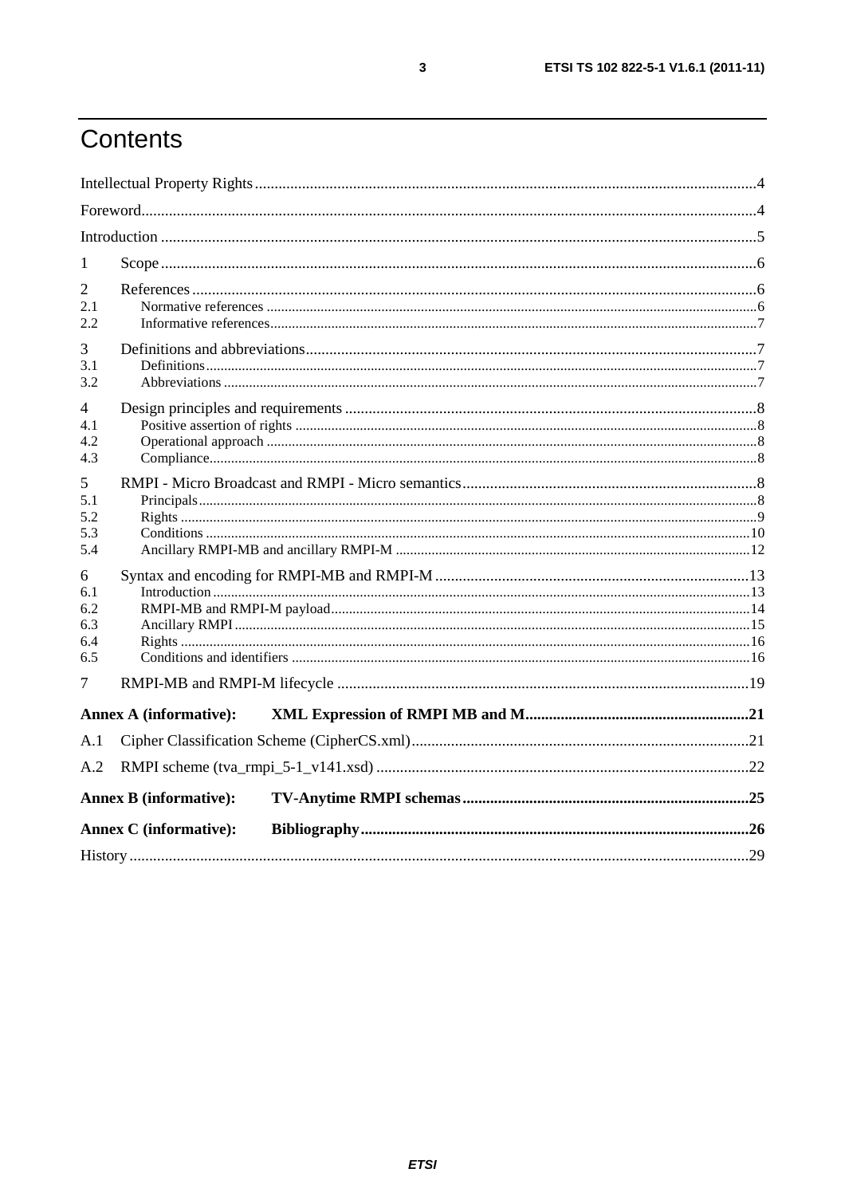# Contents

Intellectual Property Rights ....................................................................................................................................4

Foreword.................................................................................................................................................................4

Introduction ............................................................................................................................................................5

1 Scope ....................................................................................................................................................................6

2 References ............................................................................................................................................................6
2.1 Normative references ........................................................................................................................................6
2.2 Informative references.......................................................................................................................................7

3 Definitions and abbreviations...............................................................................................................................7
3.1 Definitions..........................................................................................................................................................7
3.2 Abbreviations .....................................................................................................................................................7

4 Design principles and requirements .....................................................................................................................8
4.1 Positive assertion of rights ................................................................................................................................8
4.2 Operational approach ........................................................................................................................................8
4.3 Compliance.........................................................................................................................................................8

5 RMPI - Micro Broadcast and RMPI - Micro semantics.........................................................................................8
5.1 Principals............................................................................................................................................................8
5.2 Rights .................................................................................................................................................................9
5.3 Conditions ........................................................................................................................................................10
5.4 Ancillary RMPI-MB and ancillary RMPI-M ...................................................................................................12

6 Syntax and encoding for RMPI-MB and RMPI-M ..............................................................................................13
6.1 Introduction ......................................................................................................................................................13
6.2 RMPI-MB and RMPI-M payload.....................................................................................................................14
6.3 Ancillary RMPI ................................................................................................................................................15
6.4 Rights ...............................................................................................................................................................16
6.5 Conditions and identifiers ................................................................................................................................16

7 RMPI-MB and RMPI-M lifecycle .......................................................................................................................19

**Annex A (informative): XML Expression of RMPI MB and M**.........................................................................21

A.1 Cipher Classification Scheme (CipherCS.xml)...................................................................................................21

A.2 RMPI scheme (tva_rmpi_5-1_v141.xsd) ............................................................................................................22

**Annex B (informative): TV-Anytime RMPI schemas**........................................................................................25

**Annex C (informative): Bibliography**...............................................................................................................26

History ..................................................................................................................................................................29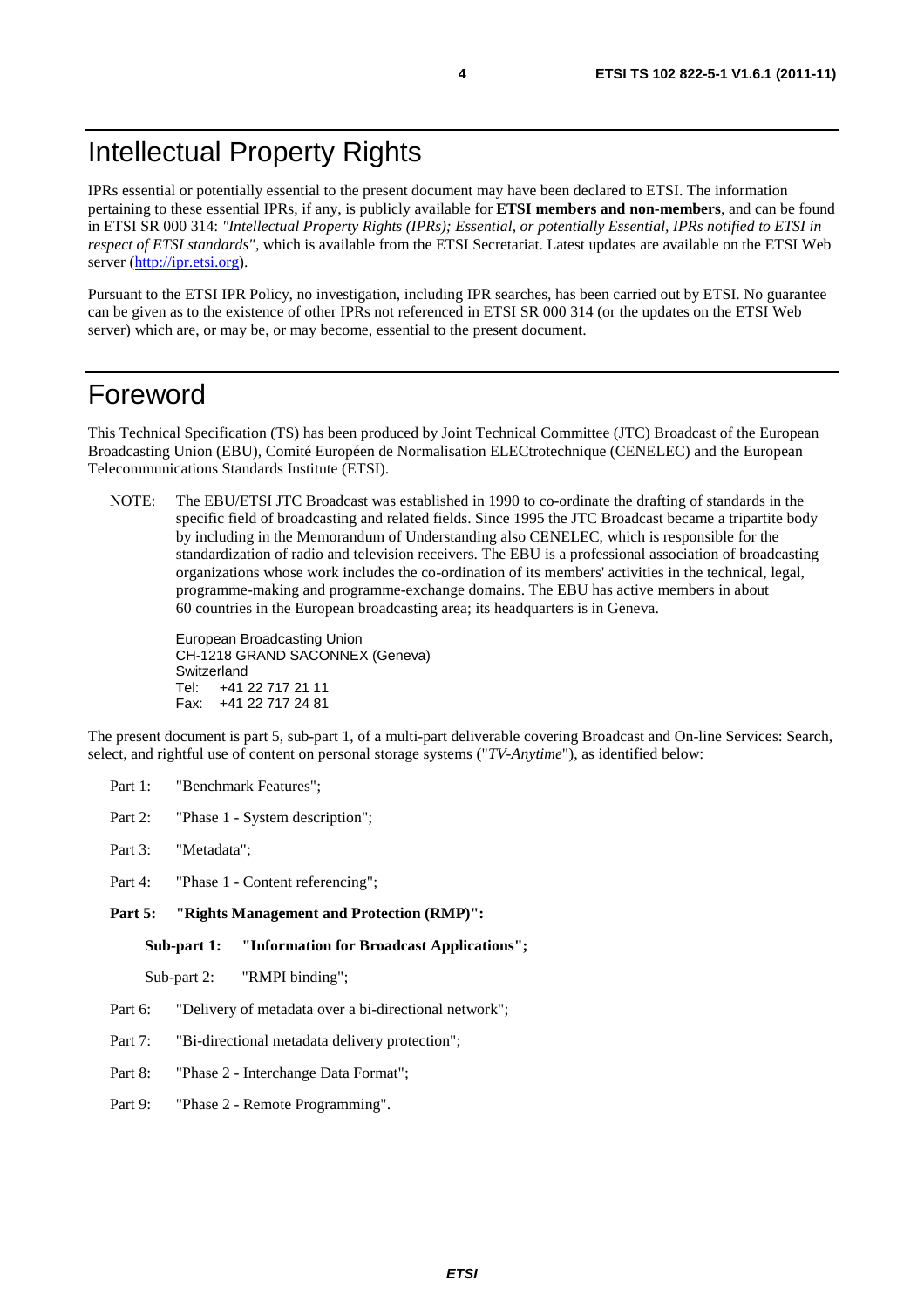# Intellectual Property Rights

IPRs essential or potentially essential to the present document may have been declared to ETSI. The information pertaining to these essential IPRs, if any, is publicly available for **ETSI members and non-members**, and can be found in ETSI SR 000 314: *"Intellectual Property Rights (IPRs); Essential, or potentially Essential, IPRs notified to ETSI in respect of ETSI standards"*, which is available from the ETSI Secretariat. Latest updates are available on the ETSI Web server (http://ipr.etsi.org).

Pursuant to the ETSI IPR Policy, no investigation, including IPR searches, has been carried out by ETSI. No guarantee can be given as to the existence of other IPRs not referenced in ETSI SR 000 314 (or the updates on the ETSI Web server) which are, or may be, or may become, essential to the present document.

# Foreword

This Technical Specification (TS) has been produced by Joint Technical Committee (JTC) Broadcast of the European Broadcasting Union (EBU), Comité Européen de Normalisation ELECtrotechnique (CENELEC) and the European Telecommunications Standards Institute (ETSI).

NOTE: The EBU/ETSI JTC Broadcast was established in 1990 to co-ordinate the drafting of standards in the specific field of broadcasting and related fields. Since 1995 the JTC Broadcast became a tripartite body by including in the Memorandum of Understanding also CENELEC, which is responsible for the standardization of radio and television receivers. The EBU is a professional association of broadcasting organizations whose work includes the co-ordination of its members' activities in the technical, legal, programme-making and programme-exchange domains. The EBU has active members in about 60 countries in the European broadcasting area; its headquarters is in Geneva.

European Broadcasting Union
CH-1218 GRAND SACONNEX (Geneva)
Switzerland
Tel: +41 22 717 21 11
Fax: +41 22 717 24 81

The present document is part 5, sub-part 1, of a multi-part deliverable covering Broadcast and On-line Services: Search, select, and rightful use of content on personal storage systems ("*TV-Anytime*"), as identified below:

- Part 1: "Benchmark Features";
- Part 2: "Phase 1 - System description";
- Part 3: "Metadata";
- Part 4: "Phase 1 - Content referencing";
- **Part 5: "Rights Management and Protection (RMP)":**
  - **Sub-part 1: "Information for Broadcast Applications";**
  - Sub-part 2: "RMPI binding";
- Part 6: "Delivery of metadata over a bi-directional network";
- Part 7: "Bi-directional metadata delivery protection";
- Part 8: "Phase 2 - Interchange Data Format";
- Part 9: "Phase 2 - Remote Programming".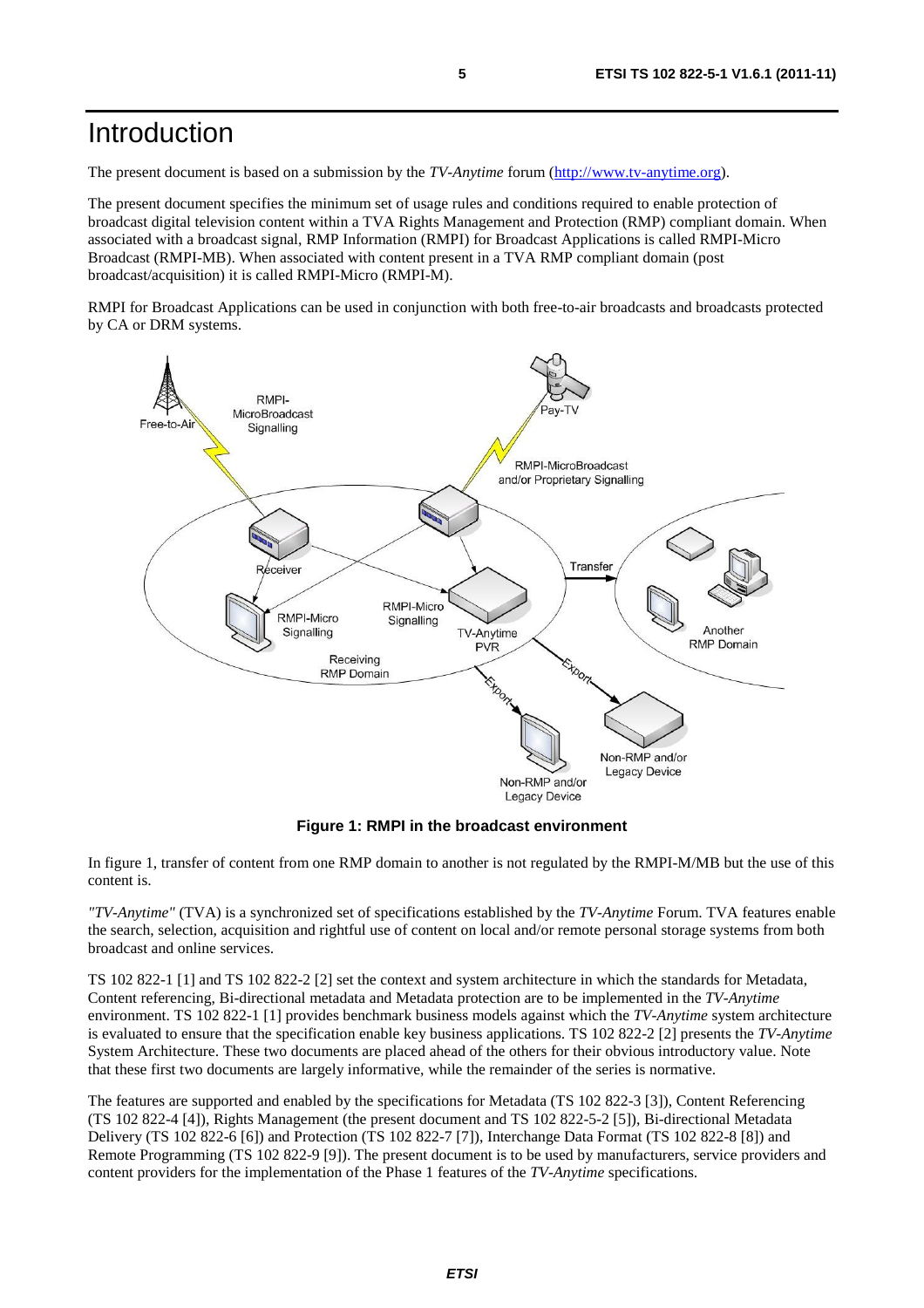# Introduction

The present document is based on a submission by the *TV-Anytime* forum (http://www.tv-anytime.org).

The present document specifies the minimum set of usage rules and conditions required to enable protection of broadcast digital television content within a TVA Rights Management and Protection (RMP) compliant domain. When associated with a broadcast signal, RMP Information (RMPI) for Broadcast Applications is called RMPI-Micro Broadcast (RMPI-MB). When associated with content present in a TVA RMP compliant domain (post broadcast/acquisition) it is called RMPI-Micro (RMPI-M).

RMPI for Broadcast Applications can be used in conjunction with both free-to-air broadcasts and broadcasts protected by CA or DRM systems.

**Figure 1: RMPI in the broadcast environment**

In figure 1, transfer of content from one RMP domain to another is not regulated by the RMPI-M/MB but the use of this content is.

*"TV-Anytime"* (TVA) is a synchronized set of specifications established by the *TV-Anytime* Forum. TVA features enable the search, selection, acquisition and rightful use of content on local and/or remote personal storage systems from both broadcast and online services.

TS 102 822-1 [1] and TS 102 822-2 [2] set the context and system architecture in which the standards for Metadata, Content referencing, Bi-directional metadata and Metadata protection are to be implemented in the *TV-Anytime* environment. TS 102 822-1 [1] provides benchmark business models against which the *TV-Anytime* system architecture is evaluated to ensure that the specification enable key business applications. TS 102 822-2 [2] presents the *TV-Anytime* System Architecture. These two documents are placed ahead of the others for their obvious introductory value. Note that these first two documents are largely informative, while the remainder of the series is normative.

The features are supported and enabled by the specifications for Metadata (TS 102 822-3 [3]), Content Referencing (TS 102 822-4 [4]), Rights Management (the present document and TS 102 822-5-2 [5]), Bi-directional Metadata Delivery (TS 102 822-6 [6]) and Protection (TS 102 822-7 [7]), Interchange Data Format (TS 102 822-8 [8]) and Remote Programming (TS 102 822-9 [9]). The present document is to be used by manufacturers, service providers and content providers for the implementation of the Phase 1 features of the *TV-Anytime* specifications.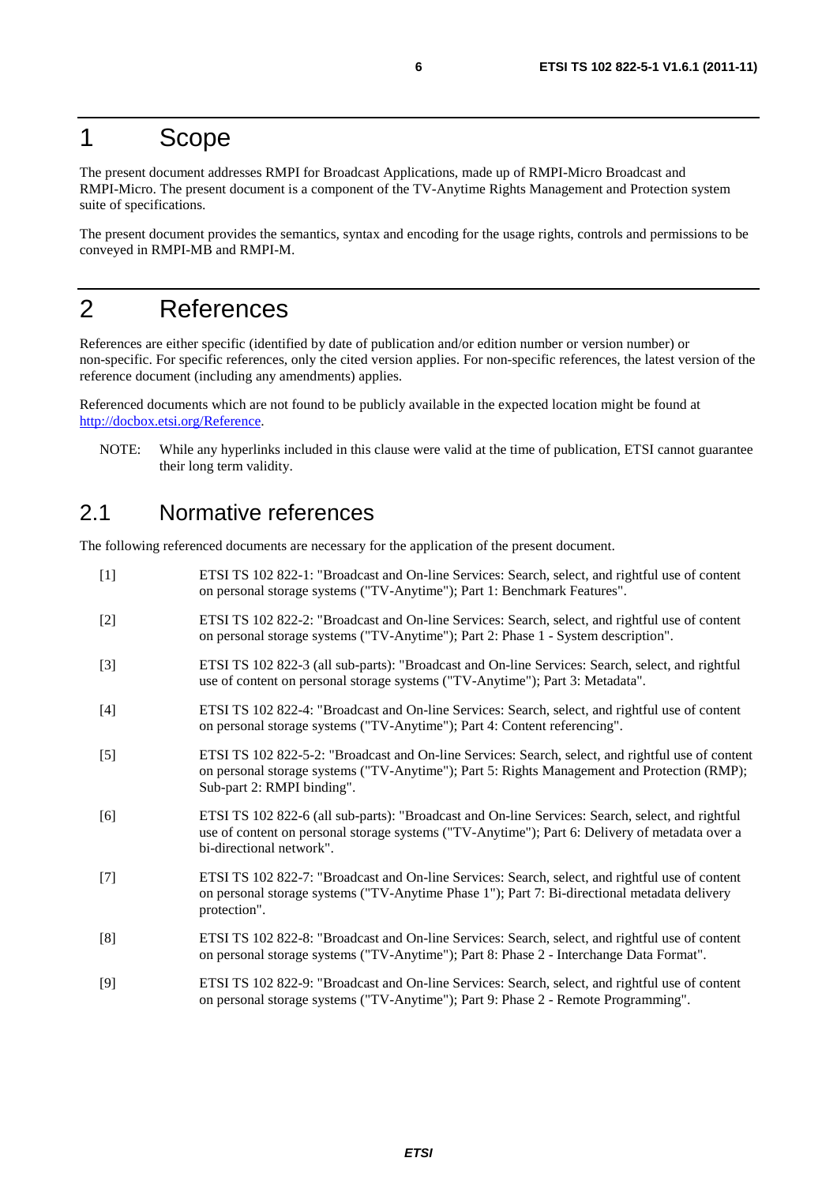# 1 Scope

The present document addresses RMPI for Broadcast Applications, made up of RMPI-Micro Broadcast and RMPI-Micro. The present document is a component of the TV-Anytime Rights Management and Protection system suite of specifications.

The present document provides the semantics, syntax and encoding for the usage rights, controls and permissions to be conveyed in RMPI-MB and RMPI-M.

# 2 References

References are either specific (identified by date of publication and/or edition number or version number) or non-specific. For specific references, only the cited version applies. For non-specific references, the latest version of the reference document (including any amendments) applies.

Referenced documents which are not found to be publicly available in the expected location might be found at http://docbox.etsi.org/Reference.

NOTE: While any hyperlinks included in this clause were valid at the time of publication, ETSI cannot guarantee their long term validity.

## 2.1 Normative references

The following referenced documents are necessary for the application of the present document.

[1] ETSI TS 102 822-1: "Broadcast and On-line Services: Search, select, and rightful use of content on personal storage systems ("TV-Anytime"); Part 1: Benchmark Features".

[2] ETSI TS 102 822-2: "Broadcast and On-line Services: Search, select, and rightful use of content on personal storage systems ("TV-Anytime"); Part 2: Phase 1 - System description".

[3] ETSI TS 102 822-3 (all sub-parts): "Broadcast and On-line Services: Search, select, and rightful use of content on personal storage systems ("TV-Anytime"); Part 3: Metadata".

[4] ETSI TS 102 822-4: "Broadcast and On-line Services: Search, select, and rightful use of content on personal storage systems ("TV-Anytime"); Part 4: Content referencing".

[5] ETSI TS 102 822-5-2: "Broadcast and On-line Services: Search, select, and rightful use of content on personal storage systems ("TV-Anytime"); Part 5: Rights Management and Protection (RMP); Sub-part 2: RMPI binding".

[6] ETSI TS 102 822-6 (all sub-parts): "Broadcast and On-line Services: Search, select, and rightful use of content on personal storage systems ("TV-Anytime"); Part 6: Delivery of metadata over a bi-directional network".

[7] ETSI TS 102 822-7: "Broadcast and On-line Services: Search, select, and rightful use of content on personal storage systems ("TV-Anytime Phase 1"); Part 7: Bi-directional metadata delivery protection".

[8] ETSI TS 102 822-8: "Broadcast and On-line Services: Search, select, and rightful use of content on personal storage systems ("TV-Anytime"); Part 8: Phase 2 - Interchange Data Format".

[9] ETSI TS 102 822-9: "Broadcast and On-line Services: Search, select, and rightful use of content on personal storage systems ("TV-Anytime"); Part 9: Phase 2 - Remote Programming".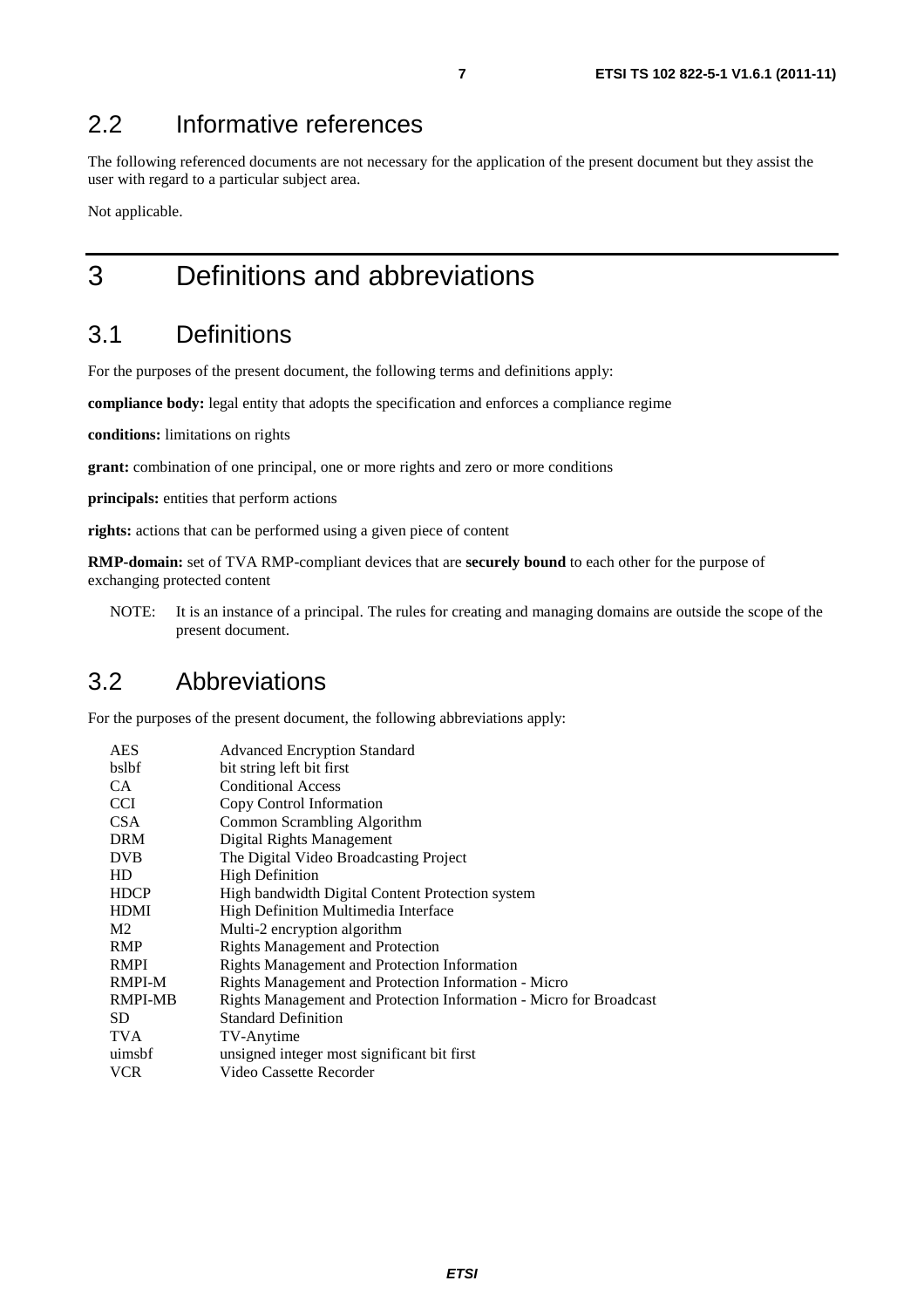## 2.2 Informative references

The following referenced documents are not necessary for the application of the present document but they assist the user with regard to a particular subject area.

Not applicable.

# 3 Definitions and abbreviations

## 3.1 Definitions

For the purposes of the present document, the following terms and definitions apply:

**compliance body:** legal entity that adopts the specification and enforces a compliance regime

**conditions:** limitations on rights

**grant:** combination of one principal, one or more rights and zero or more conditions

**principals:** entities that perform actions

**rights:** actions that can be performed using a given piece of content

**RMP-domain:** set of TVA RMP-compliant devices that are **securely bound** to each other for the purpose of exchanging protected content

NOTE: It is an instance of a principal. The rules for creating and managing domains are outside the scope of the present document.

## 3.2 Abbreviations

For the purposes of the present document, the following abbreviations apply:

| | |
|---|---|
| AES | Advanced Encryption Standard |
| bslbf | bit string left bit first |
| CA | Conditional Access |
| CCI | Copy Control Information |
| CSA | Common Scrambling Algorithm |
| DRM | Digital Rights Management |
| DVB | The Digital Video Broadcasting Project |
| HD | High Definition |
| HDCP | High bandwidth Digital Content Protection system |
| HDMI | High Definition Multimedia Interface |
| M2 | Multi-2 encryption algorithm |
| RMP | Rights Management and Protection |
| RMPI | Rights Management and Protection Information |
| RMPI-M | Rights Management and Protection Information - Micro |
| RMPI-MB | Rights Management and Protection Information - Micro for Broadcast |
| SD | Standard Definition |
| TVA | TV-Anytime |
| uimsbf | unsigned integer most significant bit first |
| VCR | Video Cassette Recorder |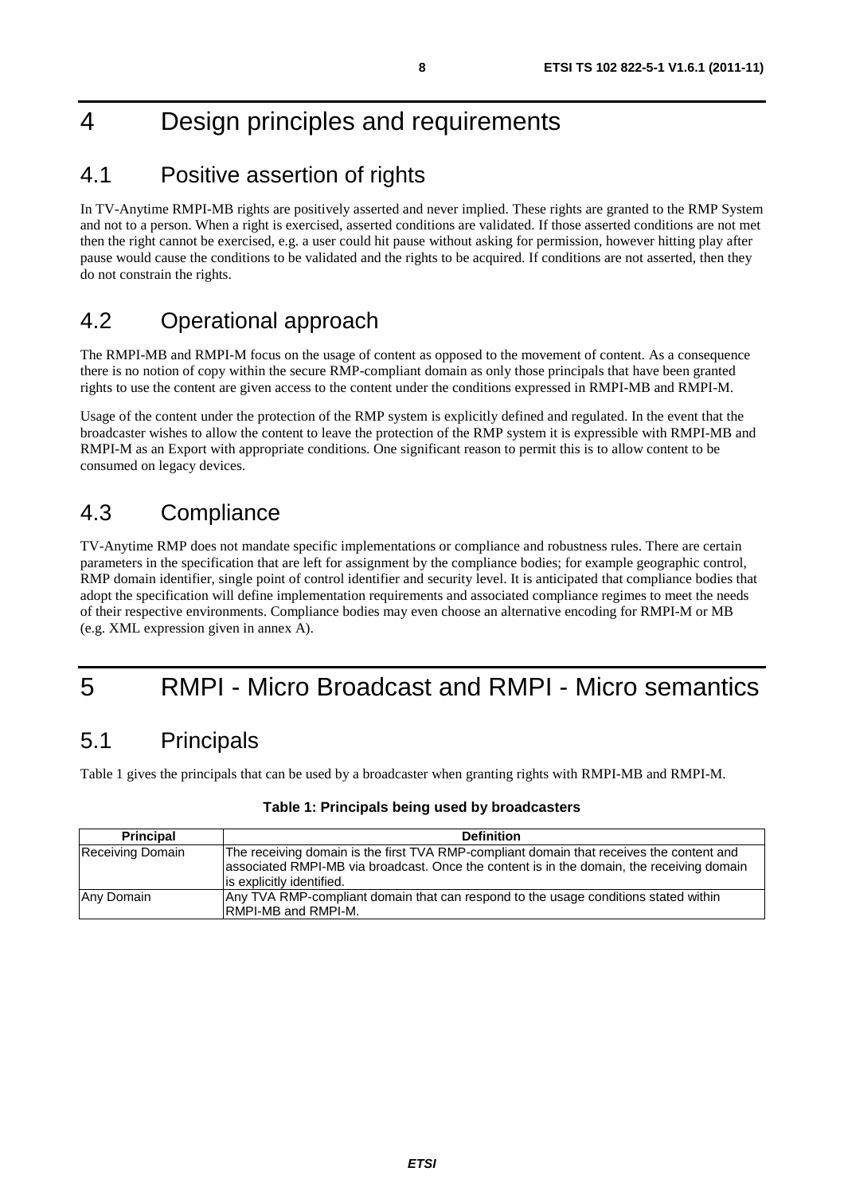# 4 Design principles and requirements

## 4.1 Positive assertion of rights

In TV-Anytime RMPI-MB rights are positively asserted and never implied. These rights are granted to the RMP System and not to a person. When a right is exercised, asserted conditions are validated. If those asserted conditions are not met then the right cannot be exercised, e.g. a user could hit pause without asking for permission, however hitting play after pause would cause the conditions to be validated and the rights to be acquired. If conditions are not asserted, then they do not constrain the rights.

## 4.2 Operational approach

The RMPI-MB and RMPI-M focus on the usage of content as opposed to the movement of content. As a consequence there is no notion of copy within the secure RMP-compliant domain as only those principals that have been granted rights to use the content are given access to the content under the conditions expressed in RMPI-MB and RMPI-M.

Usage of the content under the protection of the RMP system is explicitly defined and regulated. In the event that the broadcaster wishes to allow the content to leave the protection of the RMP system it is expressible with RMPI-MB and RMPI-M as an Export with appropriate conditions. One significant reason to permit this is to allow content to be consumed on legacy devices.

## 4.3 Compliance

TV-Anytime RMP does not mandate specific implementations or compliance and robustness rules. There are certain parameters in the specification that are left for assignment by the compliance bodies; for example geographic control, RMP domain identifier, single point of control identifier and security level. It is anticipated that compliance bodies that adopt the specification will define implementation requirements and associated compliance regimes to meet the needs of their respective environments. Compliance bodies may even choose an alternative encoding for RMPI-M or MB (e.g. XML expression given in annex A).

# 5 RMPI - Micro Broadcast and RMPI - Micro semantics

## 5.1 Principals

Table 1 gives the principals that can be used by a broadcaster when granting rights with RMPI-MB and RMPI-M.

**Table 1: Principals being used by broadcasters**

| Principal | Definition |
| --- | --- |
| Receiving Domain | The receiving domain is the first TVA RMP-compliant domain that receives the content and associated RMPI-MB via broadcast. Once the content is in the domain, the receiving domain is explicitly identified. |
| Any Domain | Any TVA RMP-compliant domain that can respond to the usage conditions stated within RMPI-MB and RMPI-M. |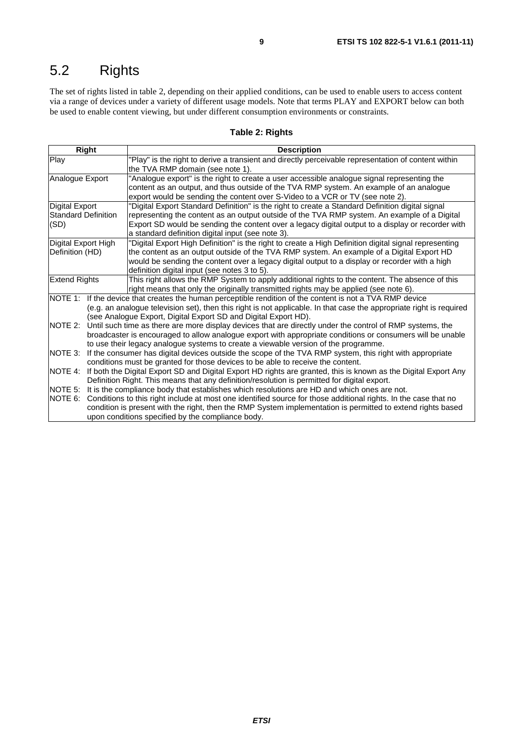## 5.2 Rights

The set of rights listed in table 2, depending on their applied conditions, can be used to enable users to access content via a range of devices under a variety of different usage models. Note that terms PLAY and EXPORT below can both be used to enable content viewing, but under different consumption environments or constraints.

**Table 2: Rights**

| Right | Description |
|---|---|
| Play | "Play" is the right to derive a transient and directly perceivable representation of content within the TVA RMP domain (see note 1). |
| Analogue Export | "Analogue export" is the right to create a user accessible analogue signal representing the content as an output, and thus outside of the TVA RMP system. An example of an analogue export would be sending the content over S-Video to a VCR or TV (see note 2). |
| Digital Export Standard Definition (SD) | "Digital Export Standard Definition" is the right to create a Standard Definition digital signal representing the content as an output outside of the TVA RMP system. An example of a Digital Export SD would be sending the content over a legacy digital output to a display or recorder with a standard definition digital input (see note 3). |
| Digital Export High Definition (HD) | "Digital Export High Definition" is the right to create a High Definition digital signal representing the content as an output outside of the TVA RMP system. An example of a Digital Export HD would be sending the content over a legacy digital output to a display or recorder with a high definition digital input (see notes 3 to 5). |
| Extend Rights | This right allows the RMP System to apply additional rights to the content. The absence of this right means that only the originally transmitted rights may be applied (see note 6). |
| NOTE 1: If the device that creates the human perceptible rendition of the content is not a TVA RMP device (e.g. an analogue television set), then this right is not applicable. In that case the appropriate right is required (see Analogue Export, Digital Export SD and Digital Export HD). | |
| NOTE 2: Until such time as there are more display devices that are directly under the control of RMP systems, the broadcaster is encouraged to allow analogue export with appropriate conditions or consumers will be unable to use their legacy analogue systems to create a viewable version of the programme. | |
| NOTE 3: If the consumer has digital devices outside the scope of the TVA RMP system, this right with appropriate conditions must be granted for those devices to be able to receive the content. | |
| NOTE 4: If both the Digital Export SD and Digital Export HD rights are granted, this is known as the Digital Export Any Definition Right. This means that any definition/resolution is permitted for digital export. | |
| NOTE 5: It is the compliance body that establishes which resolutions are HD and which ones are not. | |
| NOTE 6: Conditions to this right include at most one identified source for those additional rights. In the case that no condition is present with the right, then the RMP System implementation is permitted to extend rights based upon conditions specified by the compliance body. | |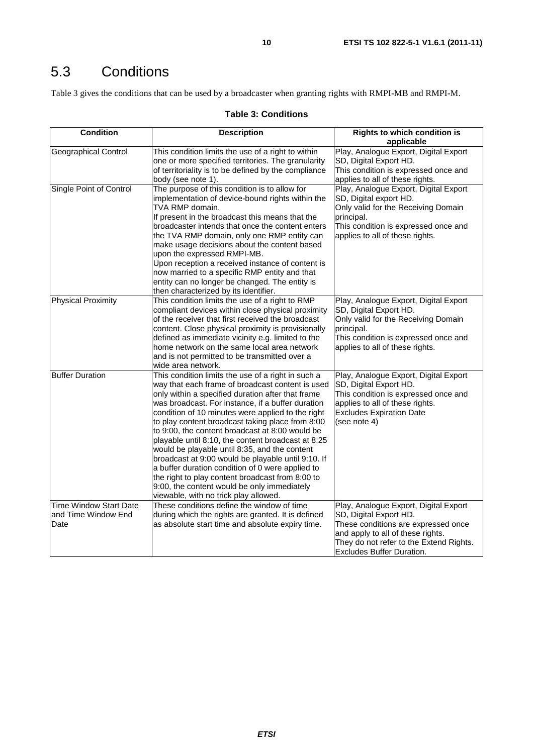## 5.3 Conditions

Table 3 gives the conditions that can be used by a broadcaster when granting rights with RMPI-MB and RMPI-M.

**Table 3: Conditions**

| Condition | Description | Rights to which condition is applicable |
|---|---|---|
| Geographical Control | This condition limits the use of a right to within one or more specified territories. The granularity of territoriality is to be defined by the compliance body (see note 1). | Play, Analogue Export, Digital Export SD, Digital Export HD. This condition is expressed once and applies to all of these rights. |
| Single Point of Control | The purpose of this condition is to allow for implementation of device-bound rights within the TVA RMP domain. If present in the broadcast this means that the broadcaster intends that once the content enters the TVA RMP domain, only one RMP entity can make usage decisions about the content based upon the expressed RMPI-MB. Upon reception a received instance of content is now married to a specific RMP entity and that entity can no longer be changed. The entity is then characterized by its identifier. | Play, Analogue Export, Digital Export SD, Digital export HD. Only valid for the Receiving Domain principal. This condition is expressed once and applies to all of these rights. |
| Physical Proximity | This condition limits the use of a right to RMP compliant devices within close physical proximity of the receiver that first received the broadcast content. Close physical proximity is provisionally defined as immediate vicinity e.g. limited to the home network on the same local area network and is not permitted to be transmitted over a wide area network. | Play, Analogue Export, Digital Export SD, Digital Export HD. Only valid for the Receiving Domain principal. This condition is expressed once and applies to all of these rights. |
| Buffer Duration | This condition limits the use of a right in such a way that each frame of broadcast content is used only within a specified duration after that frame was broadcast. For instance, if a buffer duration condition of 10 minutes were applied to the right to play content broadcast taking place from 8:00 to 9:00, the content broadcast at 8:00 would be playable until 8:10, the content broadcast at 8:25 would be playable until 8:35, and the content broadcast at 9:00 would be playable until 9:10. If a buffer duration condition of 0 were applied to the right to play content broadcast from 8:00 to 9:00, the content would be only immediately viewable, with no trick play allowed. | Play, Analogue Export, Digital Export SD, Digital Export HD. This condition is expressed once and applies to all of these rights. Excludes Expiration Date (see note 4) |
| Time Window Start Date and Time Window End Date | These conditions define the window of time during which the rights are granted. It is defined as absolute start time and absolute expiry time. | Play, Analogue Export, Digital Export SD, Digital Export HD. These conditions are expressed once and apply to all of these rights. They do not refer to the Extend Rights. Excludes Buffer Duration. |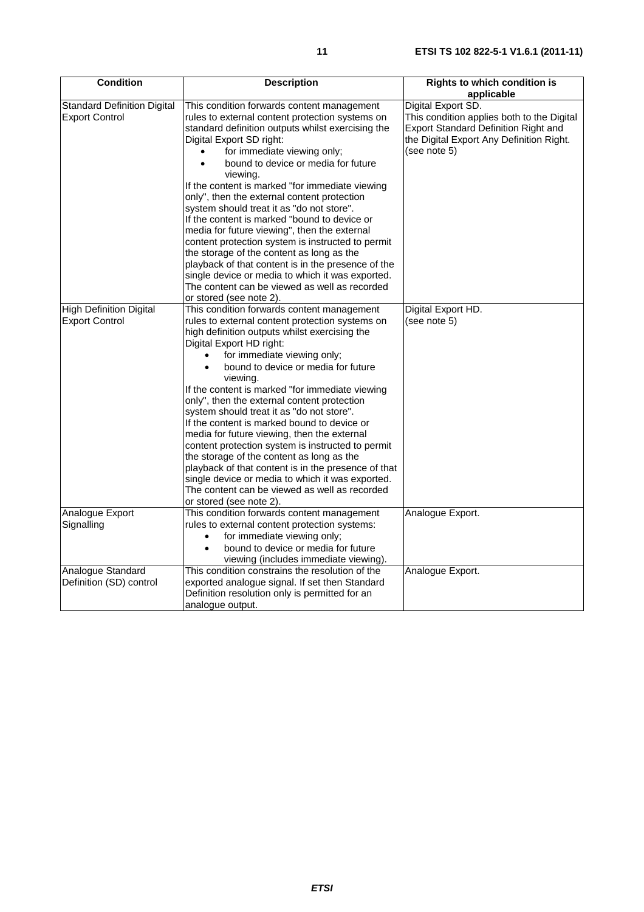| Condition | Description | Rights to which condition is applicable |
| --- | --- | --- |
| Standard Definition Digital Export Control | This condition forwards content management rules to external content protection systems on standard definition outputs whilst exercising the Digital Export SD right:<br>• for immediate viewing only;<br>• bound to device or media for future viewing.<br>If the content is marked "for immediate viewing only", then the external content protection system should treat it as "do not store".<br>If the content is marked "bound to device or media for future viewing", then the external content protection system is instructed to permit the storage of the content as long as the playback of that content is in the presence of the single device or media to which it was exported. The content can be viewed as well as recorded or stored (see note 2). | Digital Export SD.<br>This condition applies both to the Digital Export Standard Definition Right and the Digital Export Any Definition Right. (see note 5) |
| High Definition Digital Export Control | This condition forwards content management rules to external content protection systems on high definition outputs whilst exercising the Digital Export HD right:<br>• for immediate viewing only;<br>• bound to device or media for future viewing.<br>If the content is marked "for immediate viewing only", then the external content protection system should treat it as "do not store".<br>If the content is marked bound to device or media for future viewing, then the external content protection system is instructed to permit the storage of the content as long as the playback of that content is in the presence of that single device or media to which it was exported. The content can be viewed as well as recorded or stored (see note 2). | Digital Export HD.<br>(see note 5) |
| Analogue Export Signalling | This condition forwards content management rules to external content protection systems:<br>• for immediate viewing only;<br>• bound to device or media for future viewing (includes immediate viewing). | Analogue Export. |
| Analogue Standard Definition (SD) control | This condition constrains the resolution of the exported analogue signal. If set then Standard Definition resolution only is permitted for an analogue output. | Analogue Export. |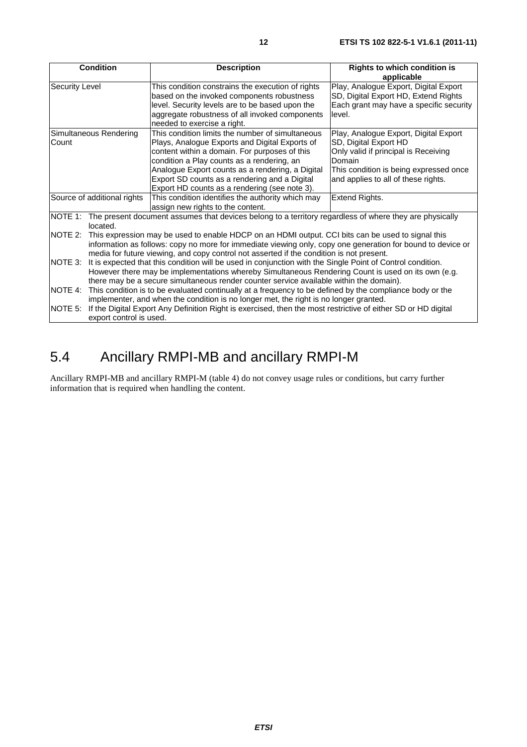| Condition | Description | Rights to which condition is applicable |
| --- | --- | --- |
| Security Level | This condition constrains the execution of rights based on the invoked components robustness level. Security levels are to be based upon the aggregate robustness of all invoked components needed to exercise a right. | Play, Analogue Export, Digital Export SD, Digital Export HD, Extend Rights Each grant may have a specific security level. |
| Simultaneous Rendering Count | This condition limits the number of simultaneous Plays, Analogue Exports and Digital Exports of content within a domain. For purposes of this condition a Play counts as a rendering, an Analogue Export counts as a rendering, a Digital Export SD counts as a rendering and a Digital Export HD counts as a rendering (see note 3). | Play, Analogue Export, Digital Export SD, Digital Export HD Only valid if principal is Receiving Domain This condition is being expressed once and applies to all of these rights. |
| Source of additional rights | This condition identifies the authority which may assign new rights to the content. | Extend Rights. |
| NOTE 1: The present document assumes that devices belong to a territory regardless of where they are physically located. | | |
| NOTE 2: This expression may be used to enable HDCP on an HDMI output. CCI bits can be used to signal this information as follows: copy no more for immediate viewing only, copy one generation for bound to device or media for future viewing, and copy control not asserted if the condition is not present. | | |
| NOTE 3: It is expected that this condition will be used in conjunction with the Single Point of Control condition. However there may be implementations whereby Simultaneous Rendering Count is used on its own (e.g. there may be a secure simultaneous render counter service available within the domain). | | |
| NOTE 4: This condition is to be evaluated continually at a frequency to be defined by the compliance body or the implementer, and when the condition is no longer met, the right is no longer granted. | | |
| NOTE 5: If the Digital Export Any Definition Right is exercised, then the most restrictive of either SD or HD digital export control is used. | | |

## 5.4 Ancillary RMPI-MB and ancillary RMPI-M

Ancillary RMPI-MB and ancillary RMPI-M (table 4) do not convey usage rules or conditions, but carry further information that is required when handling the content.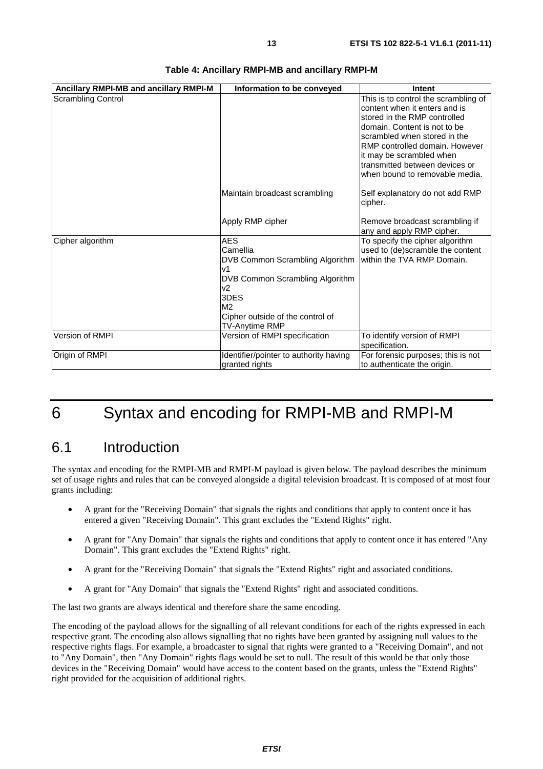**Table 4: Ancillary RMPI-MB and ancillary RMPI-M**

| Ancillary RMPI-MB and ancillary RMPI-M | Information to be conveyed | Intent |
| --- | --- | --- |
| Scrambling Control | | This is to control the scrambling of content when it enters and is stored in the RMP controlled domain. Content is not to be scrambled when stored in the RMP controlled domain. However it may be scrambled when transmitted between devices or when bound to removable media. |
| | Maintain broadcast scrambling | Self explanatory do not add RMP cipher. |
| | Apply RMP cipher | Remove broadcast scrambling if any and apply RMP cipher. |
| Cipher algorithm | AES<br>Camellia<br>DVB Common Scrambling Algorithm v1<br>DVB Common Scrambling Algorithm v2<br>3DES<br>M2<br>Cipher outside of the control of TV-Anytime RMP | To specify the cipher algorithm used to (de)scramble the content within the TVA RMP Domain. |
| Version of RMPI | Version of RMPI specification | To identify version of RMPI specification. |
| Origin of RMPI | Identifier/pointer to authority having granted rights | For forensic purposes; this is not to authenticate the origin. |

# 6 Syntax and encoding for RMPI-MB and RMPI-M

## 6.1 Introduction

The syntax and encoding for the RMPI-MB and RMPI-M payload is given below. The payload describes the minimum set of usage rights and rules that can be conveyed alongside a digital television broadcast. It is composed of at most four grants including:

- A grant for the "Receiving Domain" that signals the rights and conditions that apply to content once it has entered a given "Receiving Domain". This grant excludes the "Extend Rights" right.
- A grant for "Any Domain" that signals the rights and conditions that apply to content once it has entered "Any Domain". This grant excludes the "Extend Rights" right.
- A grant for the "Receiving Domain" that signals the "Extend Rights" right and associated conditions.
- A grant for "Any Domain" that signals the "Extend Rights" right and associated conditions.

The last two grants are always identical and therefore share the same encoding.

The encoding of the payload allows for the signalling of all relevant conditions for each of the rights expressed in each respective grant. The encoding also allows signalling that no rights have been granted by assigning null values to the respective rights flags. For example, a broadcaster to signal that rights were granted to a "Receiving Domain", and not to "Any Domain", then "Any Domain" rights flags would be set to null. The result of this would be that only those devices in the "Receiving Domain" would have access to the content based on the grants, unless the "Extend Rights" right provided for the acquisition of additional rights.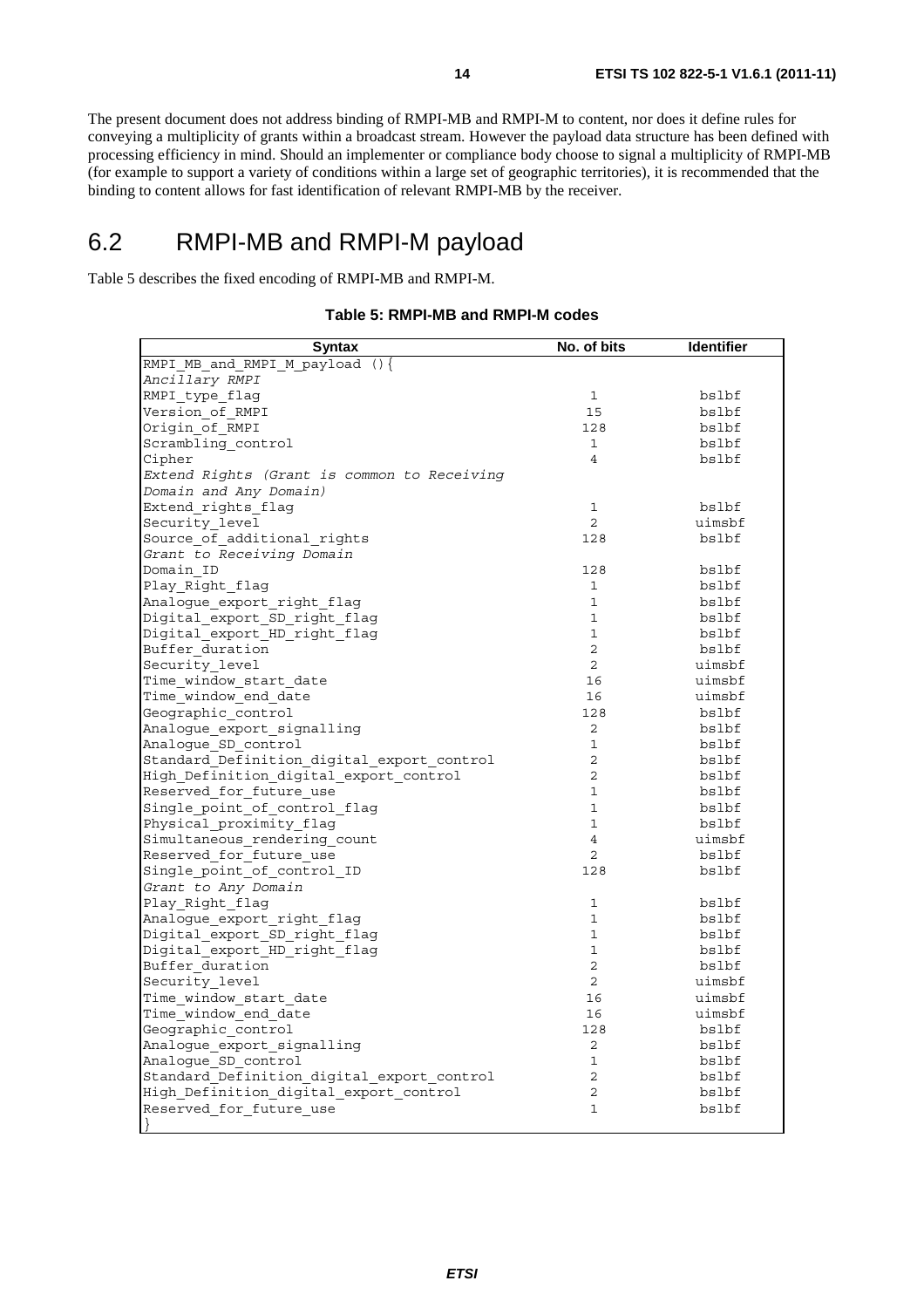The present document does not address binding of RMPI-MB and RMPI-M to content, nor does it define rules for conveying a multiplicity of grants within a broadcast stream. However the payload data structure has been defined with processing efficiency in mind. Should an implementer or compliance body choose to signal a multiplicity of RMPI-MB (for example to support a variety of conditions within a large set of geographic territories), it is recommended that the binding to content allows for fast identification of relevant RMPI-MB by the receiver.

## 6.2 RMPI-MB and RMPI-M payload

Table 5 describes the fixed encoding of RMPI-MB and RMPI-M.

**Table 5: RMPI-MB and RMPI-M codes**

| Syntax | No. of bits | Identifier |
|---|---|---|
| RMPI_MB_and_RMPI_M_payload (){ | | |
| *Ancillary RMPI* | | |
| RMPI_type_flag | 1 | bslbf |
| Version_of_RMPI | 15 | bslbf |
| Origin_of_RMPI | 128 | bslbf |
| Scrambling_control | 1 | bslbf |
| Cipher | 4 | bslbf |
| *Extend Rights (Grant is common to Receiving Domain and Any Domain)* | | |
| Extend_rights_flag | 1 | bslbf |
| Security_level | 2 | uimsbf |
| Source_of_additional_rights | 128 | bslbf |
| *Grant to Receiving Domain* | | |
| Domain_ID | 128 | bslbf |
| Play_Right_flag | 1 | bslbf |
| Analogue_export_right_flag | 1 | bslbf |
| Digital_export_SD_right_flag | 1 | bslbf |
| Digital_export_HD_right_flag | 1 | bslbf |
| Buffer_duration | 2 | bslbf |
| Security_level | 2 | uimsbf |
| Time_window_start_date | 16 | uimsbf |
| Time_window_end_date | 16 | uimsbf |
| Geographic_control | 128 | bslbf |
| Analogue_export_signalling | 2 | bslbf |
| Analogue_SD_control | 1 | bslbf |
| Standard_Definition_digital_export_control | 2 | bslbf |
| High_Definition_digital_export_control | 2 | bslbf |
| Reserved_for_future_use | 1 | bslbf |
| Single_point_of_control_flag | 1 | bslbf |
| Physical_proximity_flag | 1 | bslbf |
| Simultaneous_rendering_count | 4 | uimsbf |
| Reserved_for_future_use | 2 | bslbf |
| Single_point_of_control_ID | 128 | bslbf |
| *Grant to Any Domain* | | |
| Play_Right_flag | 1 | bslbf |
| Analogue_export_right_flag | 1 | bslbf |
| Digital_export_SD_right_flag | 1 | bslbf |
| Digital_export_HD_right_flag | 1 | bslbf |
| Buffer_duration | 2 | bslbf |
| Security_level | 2 | uimsbf |
| Time_window_start_date | 16 | uimsbf |
| Time_window_end_date | 16 | uimsbf |
| Geographic_control | 128 | bslbf |
| Analogue_export_signalling | 2 | bslbf |
| Analogue_SD_control | 1 | bslbf |
| Standard_Definition_digital_export_control | 2 | bslbf |
| High_Definition_digital_export_control | 2 | bslbf |
| Reserved_for_future_use | 1 | bslbf |
| } | | |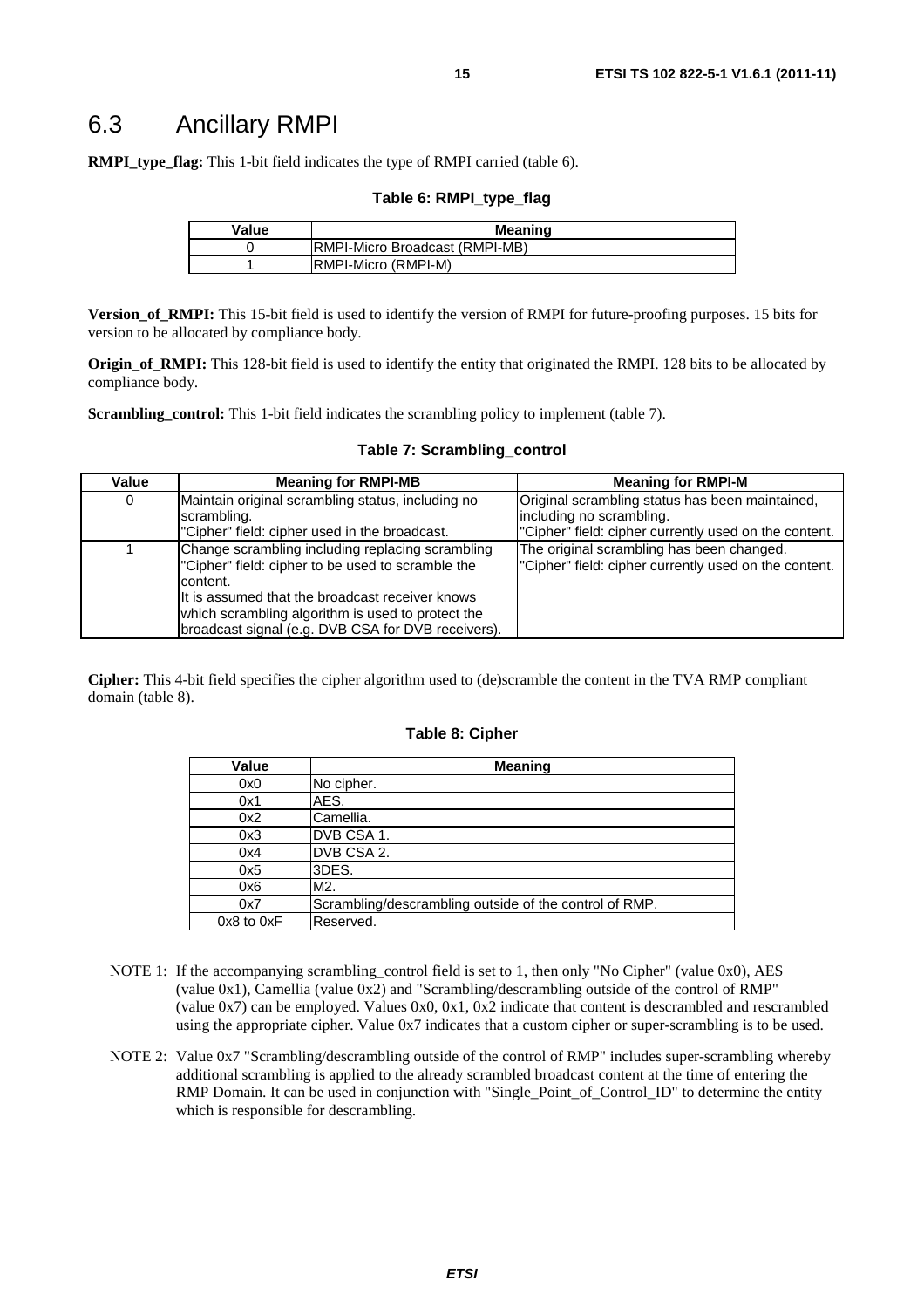## 6.3 Ancillary RMPI

**RMPI_type_flag:** This 1-bit field indicates the type of RMPI carried (table 6).

**Table 6: RMPI_type_flag**

| Value | Meaning |
|---|---|
| 0 | RMPI-Micro Broadcast (RMPI-MB) |
| 1 | RMPI-Micro (RMPI-M) |

**Version_of_RMPI:** This 15-bit field is used to identify the version of RMPI for future-proofing purposes. 15 bits for version to be allocated by compliance body.

**Origin_of_RMPI:** This 128-bit field is used to identify the entity that originated the RMPI. 128 bits to be allocated by compliance body.

**Scrambling_control:** This 1-bit field indicates the scrambling policy to implement (table 7).

**Table 7: Scrambling_control**

| Value | Meaning for RMPI-MB | Meaning for RMPI-M |
|---|---|---|
| 0 | Maintain original scrambling status, including no scrambling.<br>"Cipher" field: cipher used in the broadcast. | Original scrambling status has been maintained, including no scrambling.<br>"Cipher" field: cipher currently used on the content. |
| 1 | Change scrambling including replacing scrambling "Cipher" field: cipher to be used to scramble the content.<br>It is assumed that the broadcast receiver knows which scrambling algorithm is used to protect the broadcast signal (e.g. DVB CSA for DVB receivers). | The original scrambling has been changed.<br>"Cipher" field: cipher currently used on the content. |

**Cipher:** This 4-bit field specifies the cipher algorithm used to (de)scramble the content in the TVA RMP compliant domain (table 8).

**Table 8: Cipher**

| Value | Meaning |
|---|---|
| 0x0 | No cipher. |
| 0x1 | AES. |
| 0x2 | Camellia. |
| 0x3 | DVB CSA 1. |
| 0x4 | DVB CSA 2. |
| 0x5 | 3DES. |
| 0x6 | M2. |
| 0x7 | Scrambling/descrambling outside of the control of RMP. |
| 0x8 to 0xF | Reserved. |

NOTE 1: If the accompanying scrambling_control field is set to 1, then only "No Cipher" (value 0x0), AES (value 0x1), Camellia (value 0x2) and "Scrambling/descrambling outside of the control of RMP" (value 0x7) can be employed. Values 0x0, 0x1, 0x2 indicate that content is descrambled and rescrambled using the appropriate cipher. Value 0x7 indicates that a custom cipher or super-scrambling is to be used.

NOTE 2: Value 0x7 "Scrambling/descrambling outside of the control of RMP" includes super-scrambling whereby additional scrambling is applied to the already scrambled broadcast content at the time of entering the RMP Domain. It can be used in conjunction with "Single_Point_of_Control_ID" to determine the entity which is responsible for descrambling.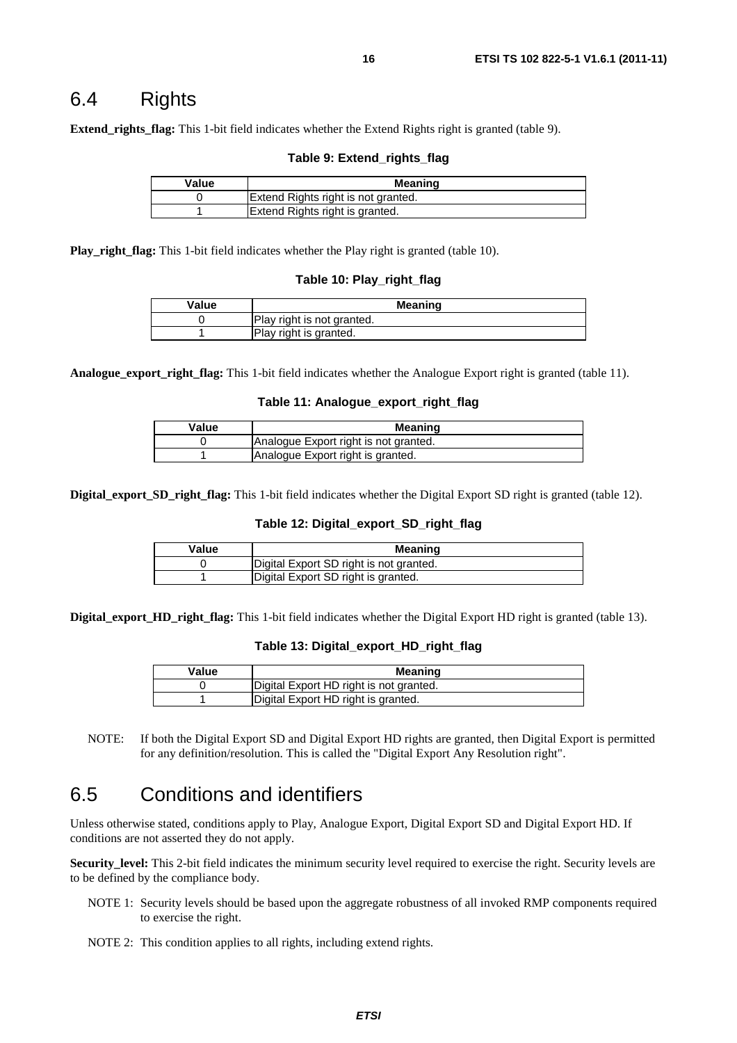## 6.4 Rights

**Extend_rights_flag:** This 1-bit field indicates whether the Extend Rights right is granted (table 9).

**Table 9: Extend_rights_flag**

| Value | Meaning |
|---|---|
| 0 | Extend Rights right is not granted. |
| 1 | Extend Rights right is granted. |

**Play_right_flag:** This 1-bit field indicates whether the Play right is granted (table 10).

**Table 10: Play_right_flag**

| Value | Meaning |
|---|---|
| 0 | Play right is not granted. |
| 1 | Play right is granted. |

**Analogue_export_right_flag:** This 1-bit field indicates whether the Analogue Export right is granted (table 11).

**Table 11: Analogue_export_right_flag**

| Value | Meaning |
|---|---|
| 0 | Analogue Export right is not granted. |
| 1 | Analogue Export right is granted. |

**Digital_export_SD_right_flag:** This 1-bit field indicates whether the Digital Export SD right is granted (table 12).

**Table 12: Digital_export_SD_right_flag**

| Value | Meaning |
|---|---|
| 0 | Digital Export SD right is not granted. |
| 1 | Digital Export SD right is granted. |

**Digital_export_HD_right_flag:** This 1-bit field indicates whether the Digital Export HD right is granted (table 13).

**Table 13: Digital_export_HD_right_flag**

| Value | Meaning |
|---|---|
| 0 | Digital Export HD right is not granted. |
| 1 | Digital Export HD right is granted. |

NOTE: If both the Digital Export SD and Digital Export HD rights are granted, then Digital Export is permitted for any definition/resolution. This is called the "Digital Export Any Resolution right".

## 6.5 Conditions and identifiers

Unless otherwise stated, conditions apply to Play, Analogue Export, Digital Export SD and Digital Export HD. If conditions are not asserted they do not apply.

**Security_level:** This 2-bit field indicates the minimum security level required to exercise the right. Security levels are to be defined by the compliance body.

NOTE 1: Security levels should be based upon the aggregate robustness of all invoked RMP components required to exercise the right.

NOTE 2: This condition applies to all rights, including extend rights.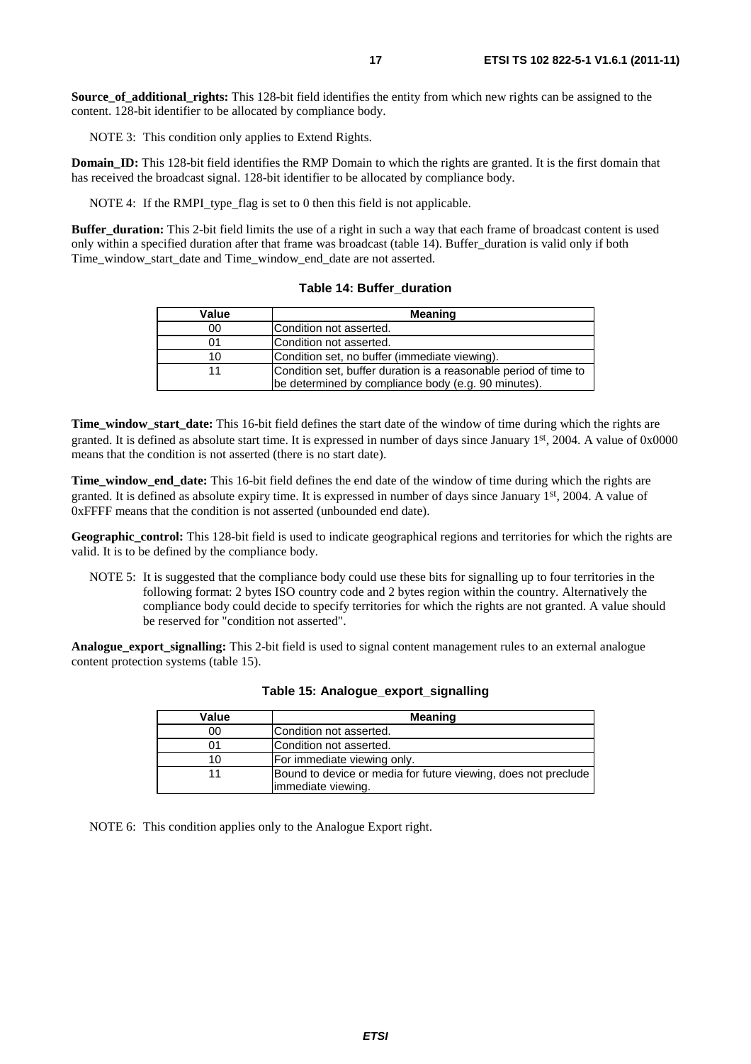**Source_of_additional_rights:** This 128-bit field identifies the entity from which new rights can be assigned to the content. 128-bit identifier to be allocated by compliance body.

NOTE 3: This condition only applies to Extend Rights.

**Domain_ID:** This 128-bit field identifies the RMP Domain to which the rights are granted. It is the first domain that has received the broadcast signal. 128-bit identifier to be allocated by compliance body.

NOTE 4: If the RMPI_type_flag is set to 0 then this field is not applicable.

**Buffer_duration:** This 2-bit field limits the use of a right in such a way that each frame of broadcast content is used only within a specified duration after that frame was broadcast (table 14). Buffer_duration is valid only if both Time_window_start_date and Time_window_end_date are not asserted.

**Table 14: Buffer_duration**

| Value | Meaning |
|---|---|
| 00 | Condition not asserted. |
| 01 | Condition not asserted. |
| 10 | Condition set, no buffer (immediate viewing). |
| 11 | Condition set, buffer duration is a reasonable period of time to be determined by compliance body (e.g. 90 minutes). |

**Time_window_start_date:** This 16-bit field defines the start date of the window of time during which the rights are granted. It is defined as absolute start time. It is expressed in number of days since January 1st, 2004. A value of 0x0000 means that the condition is not asserted (there is no start date).

**Time_window_end_date:** This 16-bit field defines the end date of the window of time during which the rights are granted. It is defined as absolute expiry time. It is expressed in number of days since January 1st, 2004. A value of 0xFFFF means that the condition is not asserted (unbounded end date).

**Geographic_control:** This 128-bit field is used to indicate geographical regions and territories for which the rights are valid. It is to be defined by the compliance body.

NOTE 5: It is suggested that the compliance body could use these bits for signalling up to four territories in the following format: 2 bytes ISO country code and 2 bytes region within the country. Alternatively the compliance body could decide to specify territories for which the rights are not granted. A value should be reserved for "condition not asserted".

**Analogue_export_signalling:** This 2-bit field is used to signal content management rules to an external analogue content protection systems (table 15).

**Table 15: Analogue_export_signalling**

| Value | Meaning |
|---|---|
| 00 | Condition not asserted. |
| 01 | Condition not asserted. |
| 10 | For immediate viewing only. |
| 11 | Bound to device or media for future viewing, does not preclude immediate viewing. |

NOTE 6: This condition applies only to the Analogue Export right.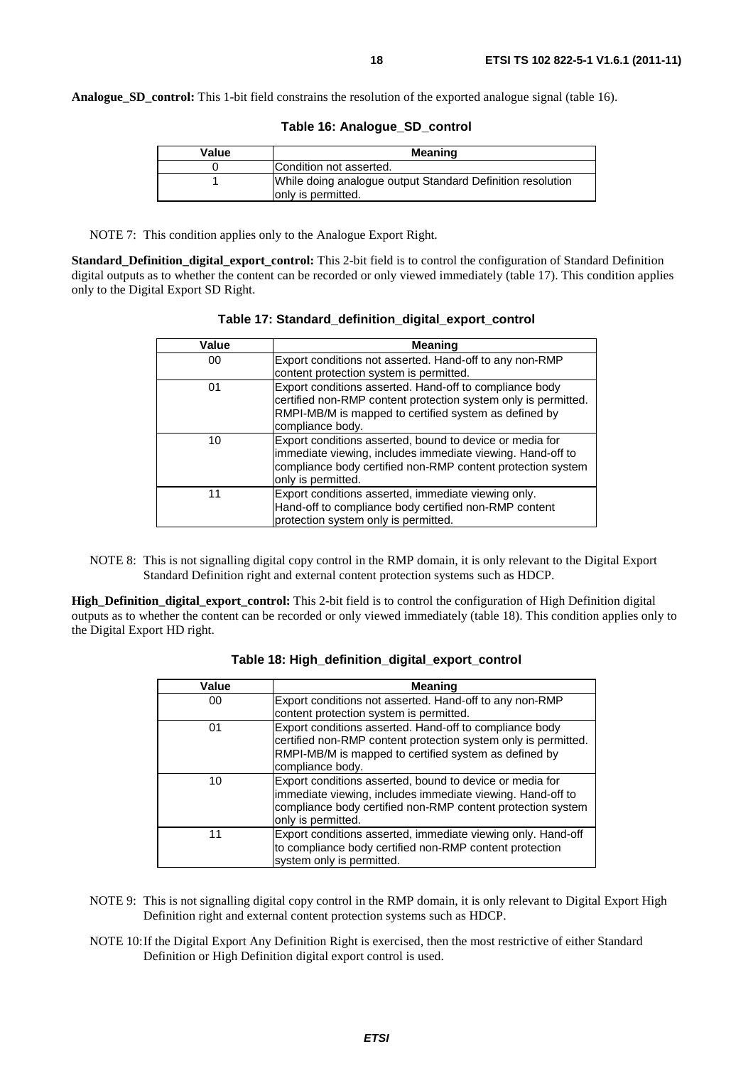**Analogue_SD_control:** This 1-bit field constrains the resolution of the exported analogue signal (table 16).

**Table 16: Analogue_SD_control**

| Value | Meaning |
|---|---|
| 0 | Condition not asserted. |
| 1 | While doing analogue output Standard Definition resolution only is permitted. |

NOTE 7: This condition applies only to the Analogue Export Right.

**Standard_Definition_digital_export_control:** This 2-bit field is to control the configuration of Standard Definition digital outputs as to whether the content can be recorded or only viewed immediately (table 17). This condition applies only to the Digital Export SD Right.

**Table 17: Standard_definition_digital_export_control**

| Value | Meaning |
|---|---|
| 00 | Export conditions not asserted. Hand-off to any non-RMP content protection system is permitted. |
| 01 | Export conditions asserted. Hand-off to compliance body certified non-RMP content protection system only is permitted. RMPI-MB/M is mapped to certified system as defined by compliance body. |
| 10 | Export conditions asserted, bound to device or media for immediate viewing, includes immediate viewing. Hand-off to compliance body certified non-RMP content protection system only is permitted. |
| 11 | Export conditions asserted, immediate viewing only. Hand-off to compliance body certified non-RMP content protection system only is permitted. |

NOTE 8: This is not signalling digital copy control in the RMP domain, it is only relevant to the Digital Export Standard Definition right and external content protection systems such as HDCP.

**High_Definition_digital_export_control:** This 2-bit field is to control the configuration of High Definition digital outputs as to whether the content can be recorded or only viewed immediately (table 18). This condition applies only to the Digital Export HD right.

**Table 18: High_definition_digital_export_control**

| Value | Meaning |
|---|---|
| 00 | Export conditions not asserted. Hand-off to any non-RMP content protection system is permitted. |
| 01 | Export conditions asserted. Hand-off to compliance body certified non-RMP content protection system only is permitted. RMPI-MB/M is mapped to certified system as defined by compliance body. |
| 10 | Export conditions asserted, bound to device or media for immediate viewing, includes immediate viewing. Hand-off to compliance body certified non-RMP content protection system only is permitted. |
| 11 | Export conditions asserted, immediate viewing only. Hand-off to compliance body certified non-RMP content protection system only is permitted. |

NOTE 9: This is not signalling digital copy control in the RMP domain, it is only relevant to Digital Export High Definition right and external content protection systems such as HDCP.

NOTE 10: If the Digital Export Any Definition Right is exercised, then the most restrictive of either Standard Definition or High Definition digital export control is used.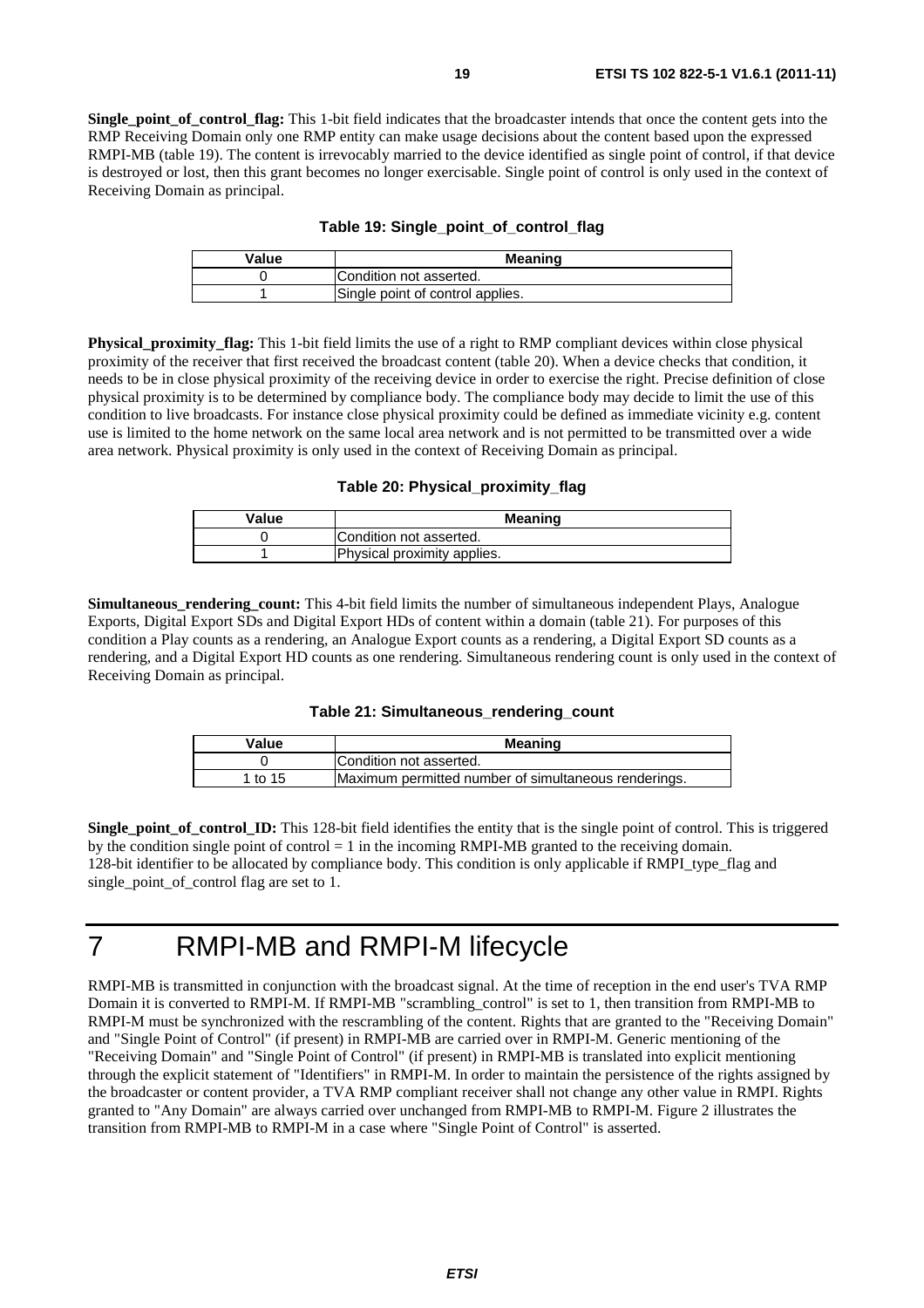**Single_point_of_control_flag:** This 1-bit field indicates that the broadcaster intends that once the content gets into the RMP Receiving Domain only one RMP entity can make usage decisions about the content based upon the expressed RMPI-MB (table 19). The content is irrevocably married to the device identified as single point of control, if that device is destroyed or lost, then this grant becomes no longer exercisable. Single point of control is only used in the context of Receiving Domain as principal.

**Table 19: Single_point_of_control_flag**

| Value | Meaning |
|---|---|
| 0 | Condition not asserted. |
| 1 | Single point of control applies. |

**Physical_proximity_flag:** This 1-bit field limits the use of a right to RMP compliant devices within close physical proximity of the receiver that first received the broadcast content (table 20). When a device checks that condition, it needs to be in close physical proximity of the receiving device in order to exercise the right. Precise definition of close physical proximity is to be determined by compliance body. The compliance body may decide to limit the use of this condition to live broadcasts. For instance close physical proximity could be defined as immediate vicinity e.g. content use is limited to the home network on the same local area network and is not permitted to be transmitted over a wide area network. Physical proximity is only used in the context of Receiving Domain as principal.

**Table 20: Physical_proximity_flag**

| Value | Meaning |
|---|---|
| 0 | Condition not asserted. |
| 1 | Physical proximity applies. |

**Simultaneous_rendering_count:** This 4-bit field limits the number of simultaneous independent Plays, Analogue Exports, Digital Export SDs and Digital Export HDs of content within a domain (table 21). For purposes of this condition a Play counts as a rendering, an Analogue Export counts as a rendering, a Digital Export SD counts as a rendering, and a Digital Export HD counts as one rendering. Simultaneous rendering count is only used in the context of Receiving Domain as principal.

**Table 21: Simultaneous_rendering_count**

| Value | Meaning |
|---|---|
| 0 | Condition not asserted. |
| 1 to 15 | Maximum permitted number of simultaneous renderings. |

**Single_point_of_control_ID:** This 128-bit field identifies the entity that is the single point of control. This is triggered by the condition single point of control = 1 in the incoming RMPI-MB granted to the receiving domain. 128-bit identifier to be allocated by compliance body. This condition is only applicable if RMPI_type_flag and single_point_of_control flag are set to 1.

# 7 RMPI-MB and RMPI-M lifecycle

RMPI-MB is transmitted in conjunction with the broadcast signal. At the time of reception in the end user's TVA RMP Domain it is converted to RMPI-M. If RMPI-MB "scrambling_control" is set to 1, then transition from RMPI-MB to RMPI-M must be synchronized with the rescrambling of the content. Rights that are granted to the "Receiving Domain" and "Single Point of Control" (if present) in RMPI-MB are carried over in RMPI-M. Generic mentioning of the "Receiving Domain" and "Single Point of Control" (if present) in RMPI-MB is translated into explicit mentioning through the explicit statement of "Identifiers" in RMPI-M. In order to maintain the persistence of the rights assigned by the broadcaster or content provider, a TVA RMP compliant receiver shall not change any other value in RMPI. Rights granted to "Any Domain" are always carried over unchanged from RMPI-MB to RMPI-M. Figure 2 illustrates the transition from RMPI-MB to RMPI-M in a case where "Single Point of Control" is asserted.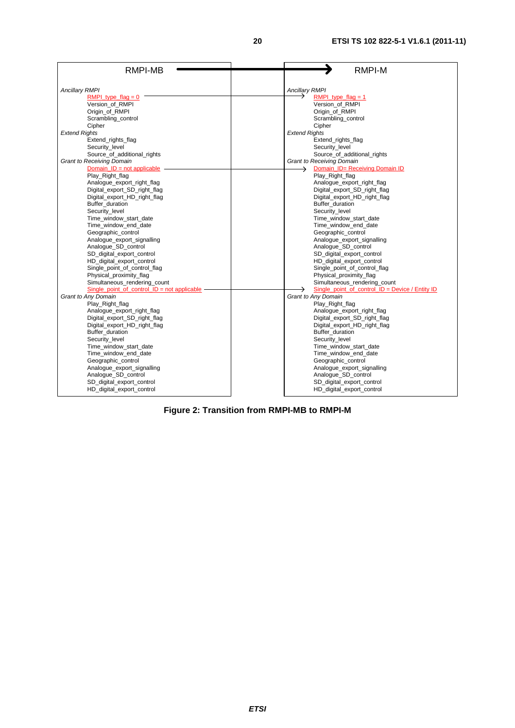| RMPI-MB | RMPI-M |
|---|---|
| *Ancillary RMPI* | *Ancillary RMPI* |
| RMPI_type_flag = 0 | RMPI_type_flag = 1 |
| Version_of_RMPI | Version_of_RMPI |
| Origin_of_RMPI | Origin_of_RMPI |
| Scrambling_control | Scrambling_control |
| Cipher | Cipher |
| *Extend Rights* | *Extend Rights* |
| Extend_rights_flag | Extend_rights_flag |
| Security_level | Security_level |
| Source_of_additional_rights | Source_of_additional_rights |
| *Grant to Receiving Domain* | *Grant to Receiving Domain* |
| Domain_ID = not applicable | Domain_ID= Receiving Domain ID |
| Play_Right_flag | Play_Right_flag |
| Analogue_export_right_flag | Analogue_export_right_flag |
| Digital_export_SD_right_flag | Digital_export_SD_right_flag |
| Digital_export_HD_right_flag | Digital_export_HD_right_flag |
| Buffer_duration | Buffer_duration |
| Security_level | Security_level |
| Time_window_start_date | Time_window_start_date |
| Time_window_end_date | Time_window_end_date |
| Geographic_control | Geographic_control |
| Analogue_export_signalling | Analogue_export_signalling |
| Analogue_SD_control | Analogue_SD_control |
| SD_digital_export_control | SD_digital_export_control |
| HD_digital_export_control | HD_digital_export_control |
| Single_point_of_control_flag | Single_point_of_control_flag |
| Physical_proximity_flag | Physical_proximity_flag |
| Simultaneous_rendering_count | Simultaneous_rendering_count |
| Single_point_of_control_ID = not applicable | Single_point_of_control_ID = Device / Entity ID |
| *Grant to Any Domain* | *Grant to Any Domain* |
| Play_Right_flag | Play_Right_flag |
| Analogue_export_right_flag | Analogue_export_right_flag |
| Digital_export_SD_right_flag | Digital_export_SD_right_flag |
| Digital_export_HD_right_flag | Digital_export_HD_right_flag |
| Buffer_duration | Buffer_duration |
| Security_level | Security_level |
| Time_window_start_date | Time_window_start_date |
| Time_window_end_date | Time_window_end_date |
| Geographic_control | Geographic_control |
| Analogue_export_signalling | Analogue_export_signalling |
| Analogue_SD_control | Analogue_SD_control |
| SD_digital_export_control | SD_digital_export_control |
| HD_digital_export_control | HD_digital_export_control |

**Figure 2: Transition from RMPI-MB to RMPI-M**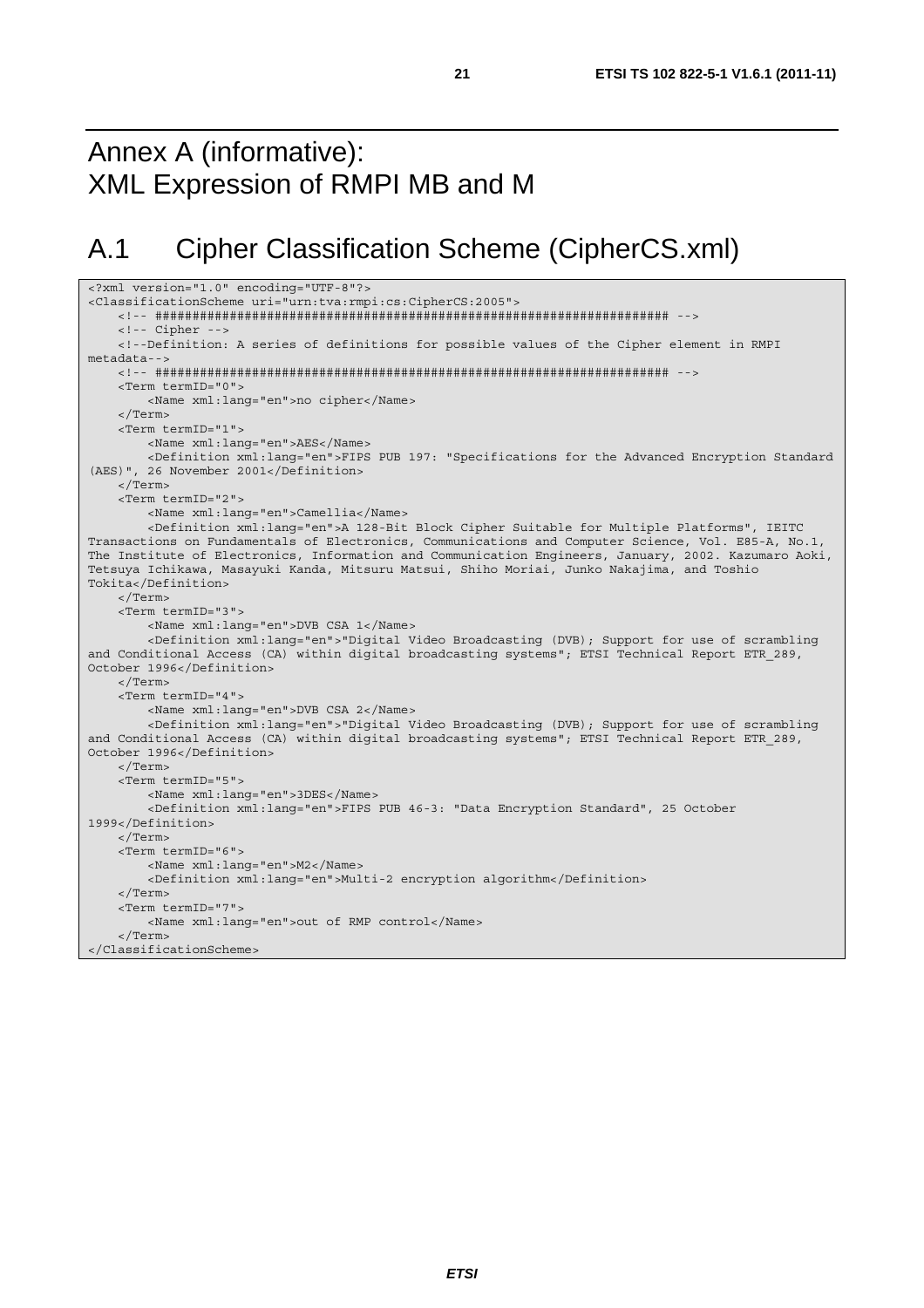# Annex A (informative): XML Expression of RMPI MB and M

## A.1 Cipher Classification Scheme (CipherCS.xml)

```
<?xml version="1.0" encoding="UTF-8"?>
<ClassificationScheme uri="urn:tva:rmpi:cs:CipherCS:2005">
    <!-- ##################################################################### -->
    <!-- Cipher -->
    <!--Definition: A series of definitions for possible values of the Cipher element in RMPI
metadata-->
    <!-- ##################################################################### -->
    <Term termID="0">
        <Name xml:lang="en">no cipher</Name>
    </Term>
    <Term termID="1">
        <Name xml:lang="en">AES</Name>
        <Definition xml:lang="en">FIPS PUB 197: "Specifications for the Advanced Encryption Standard
(AES)", 26 November 2001</Definition>
    </Term>
    <Term termID="2">
        <Name xml:lang="en">Camellia</Name>
        <Definition xml:lang="en">A 128-Bit Block Cipher Suitable for Multiple Platforms", IEITC
Transactions on Fundamentals of Electronics, Communications and Computer Science, Vol. E85-A, No.1,
The Institute of Electronics, Information and Communication Engineers, January, 2002. Kazumaro Aoki,
Tetsuya Ichikawa, Masayuki Kanda, Mitsuru Matsui, Shiho Moriai, Junko Nakajima, and Toshio
Tokita</Definition>
    </Term>
    <Term termID="3">
        <Name xml:lang="en">DVB CSA 1</Name>
        <Definition xml:lang="en">"Digital Video Broadcasting (DVB); Support for use of scrambling
and Conditional Access (CA) within digital broadcasting systems"; ETSI Technical Report ETR_289,
October 1996</Definition>
    </Term>
    <Term termID="4">
        <Name xml:lang="en">DVB CSA 2</Name>
        <Definition xml:lang="en">"Digital Video Broadcasting (DVB); Support for use of scrambling
and Conditional Access (CA) within digital broadcasting systems"; ETSI Technical Report ETR_289,
October 1996</Definition>
    </Term>
    <Term termID="5">
        <Name xml:lang="en">3DES</Name>
        <Definition xml:lang="en">FIPS PUB 46-3: "Data Encryption Standard", 25 October
1999</Definition>
    </Term>
    <Term termID="6">
        <Name xml:lang="en">M2</Name>
        <Definition xml:lang="en">Multi-2 encryption algorithm</Definition>
    </Term>
    <Term termID="7">
        <Name xml:lang="en">out of RMP control</Name>
    </Term>
</ClassificationScheme>
```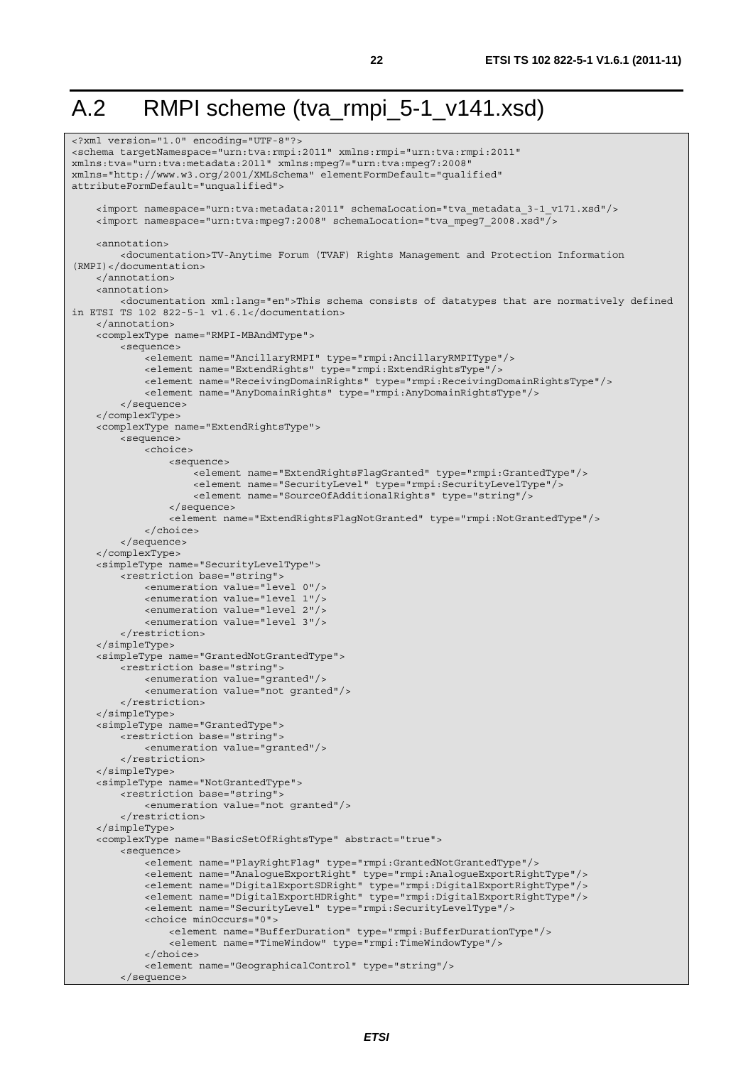# A.2 RMPI scheme (tva_rmpi_5-1_v141.xsd)

```
<?xml version="1.0" encoding="UTF-8"?>
<schema targetNamespace="urn:tva:rmpi:2011" xmlns:rmpi="urn:tva:rmpi:2011"
xmlns:tva="urn:tva:metadata:2011" xmlns:mpeg7="urn:tva:mpeg7:2008"
xmlns="http://www.w3.org/2001/XMLSchema" elementFormDefault="qualified"
attributeFormDefault="unqualified">

    <import namespace="urn:tva:metadata:2011" schemaLocation="tva_metadata_3-1_v171.xsd"/>
    <import namespace="urn:tva:mpeg7:2008" schemaLocation="tva_mpeg7_2008.xsd"/>

    <annotation>
        <documentation>TV-Anytime Forum (TVAF) Rights Management and Protection Information
(RMPI)</documentation>
    </annotation>
    <annotation>
        <documentation xml:lang="en">This schema consists of datatypes that are normatively defined
in ETSI TS 102 822-5-1 v1.6.1</documentation>
    </annotation>
    <complexType name="RMPI-MBAndMType">
        <sequence>
            <element name="AncillaryRMPI" type="rmpi:AncillaryRMPIType"/>
            <element name="ExtendRights" type="rmpi:ExtendRightsType"/>
            <element name="ReceivingDomainRights" type="rmpi:ReceivingDomainRightsType"/>
            <element name="AnyDomainRights" type="rmpi:AnyDomainRightsType"/>
        </sequence>
    </complexType>
    <complexType name="ExtendRightsType">
        <sequence>
            <choice>
                <sequence>
                    <element name="ExtendRightsFlagGranted" type="rmpi:GrantedType"/>
                    <element name="SecurityLevel" type="rmpi:SecurityLevelType"/>
                    <element name="SourceOfAdditionalRights" type="string"/>
                </sequence>
                <element name="ExtendRightsFlagNotGranted" type="rmpi:NotGrantedType"/>
            </choice>
        </sequence>
    </complexType>
    <simpleType name="SecurityLevelType">
        <restriction base="string">
            <enumeration value="level 0"/>
            <enumeration value="level 1"/>
            <enumeration value="level 2"/>
            <enumeration value="level 3"/>
        </restriction>
    </simpleType>
    <simpleType name="GrantedNotGrantedType">
        <restriction base="string">
            <enumeration value="granted"/>
            <enumeration value="not granted"/>
        </restriction>
    </simpleType>
    <simpleType name="GrantedType">
        <restriction base="string">
            <enumeration value="granted"/>
        </restriction>
    </simpleType>
    <simpleType name="NotGrantedType">
        <restriction base="string">
            <enumeration value="not granted"/>
        </restriction>
    </simpleType>
    <complexType name="BasicSetOfRightsType" abstract="true">
        <sequence>
            <element name="PlayRightFlag" type="rmpi:GrantedNotGrantedType"/>
            <element name="AnalogueExportRight" type="rmpi:AnalogueExportRightType"/>
            <element name="DigitalExportSDRight" type="rmpi:DigitalExportRightType"/>
            <element name="DigitalExportHDRight" type="rmpi:DigitalExportRightType"/>
            <element name="SecurityLevel" type="rmpi:SecurityLevelType"/>
            <choice minOccurs="0">
                <element name="BufferDuration" type="rmpi:BufferDurationType"/>
                <element name="TimeWindow" type="rmpi:TimeWindowType"/>
            </choice>
            <element name="GeographicalControl" type="string"/>
        </sequence>
```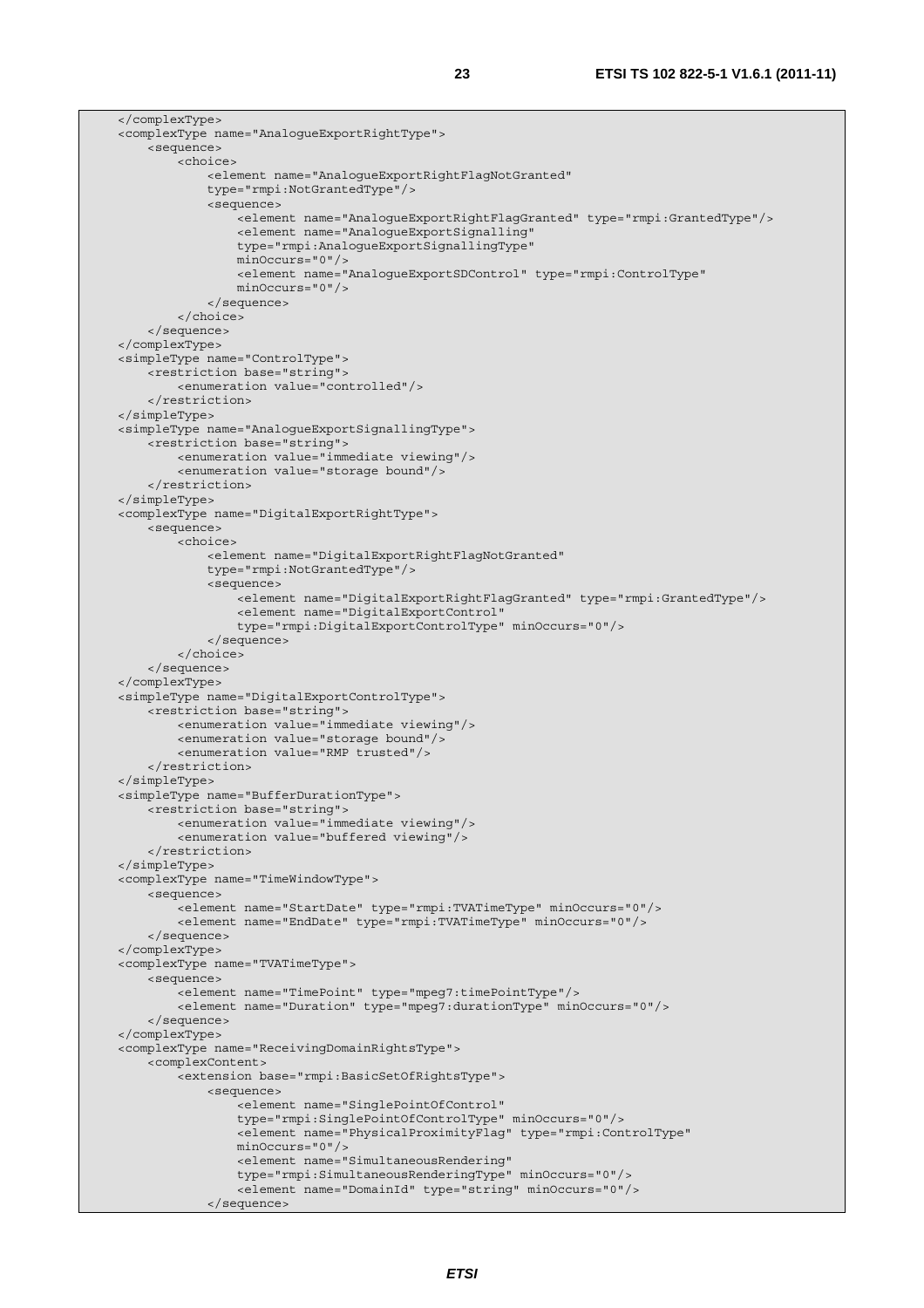```
    </complexType>
    <complexType name="AnalogueExportRightType">
        <sequence>
            <choice>
                <element name="AnalogueExportRightFlagNotGranted"
                type="rmpi:NotGrantedType"/>
                <sequence>
                    <element name="AnalogueExportRightFlagGranted" type="rmpi:GrantedType"/>
                    <element name="AnalogueExportSignalling"
                    type="rmpi:AnalogueExportSignallingType"
                    minOccurs="0"/>
                    <element name="AnalogueExportSDControl" type="rmpi:ControlType"
                    minOccurs="0"/>
                </sequence>
            </choice>
        </sequence>
    </complexType>
    <simpleType name="ControlType">
        <restriction base="string">
            <enumeration value="controlled"/>
        </restriction>
    </simpleType>
    <simpleType name="AnalogueExportSignallingType">
        <restriction base="string">
            <enumeration value="immediate viewing"/>
            <enumeration value="storage bound"/>
        </restriction>
    </simpleType>
    <complexType name="DigitalExportRightType">
        <sequence>
            <choice>
                <element name="DigitalExportRightFlagNotGranted"
                type="rmpi:NotGrantedType"/>
                <sequence>
                    <element name="DigitalExportRightFlagGranted" type="rmpi:GrantedType"/>
                    <element name="DigitalExportControl"
                    type="rmpi:DigitalExportControlType" minOccurs="0"/>
                </sequence>
            </choice>
        </sequence>
    </complexType>
    <simpleType name="DigitalExportControlType">
        <restriction base="string">
            <enumeration value="immediate viewing"/>
            <enumeration value="storage bound"/>
            <enumeration value="RMP trusted"/>
        </restriction>
    </simpleType>
    <simpleType name="BufferDurationType">
        <restriction base="string">
            <enumeration value="immediate viewing"/>
            <enumeration value="buffered viewing"/>
        </restriction>
    </simpleType>
    <complexType name="TimeWindowType">
        <sequence>
            <element name="StartDate" type="rmpi:TVATimeType" minOccurs="0"/>
            <element name="EndDate" type="rmpi:TVATimeType" minOccurs="0"/>
        </sequence>
    </complexType>
    <complexType name="TVATimeType">
        <sequence>
            <element name="TimePoint" type="mpeg7:timePointType"/>
            <element name="Duration" type="mpeg7:durationType" minOccurs="0"/>
        </sequence>
    </complexType>
    <complexType name="ReceivingDomainRightsType">
        <complexContent>
            <extension base="rmpi:BasicSetOfRightsType">
                <sequence>
                    <element name="SinglePointOfControl"
                    type="rmpi:SinglePointOfControlType" minOccurs="0"/>
                    <element name="PhysicalProximityFlag" type="rmpi:ControlType"
                    minOccurs="0"/>
                    <element name="SimultaneousRendering"
                    type="rmpi:SimultaneousRenderingType" minOccurs="0"/>
                    <element name="DomainId" type="string" minOccurs="0"/>
                </sequence>
```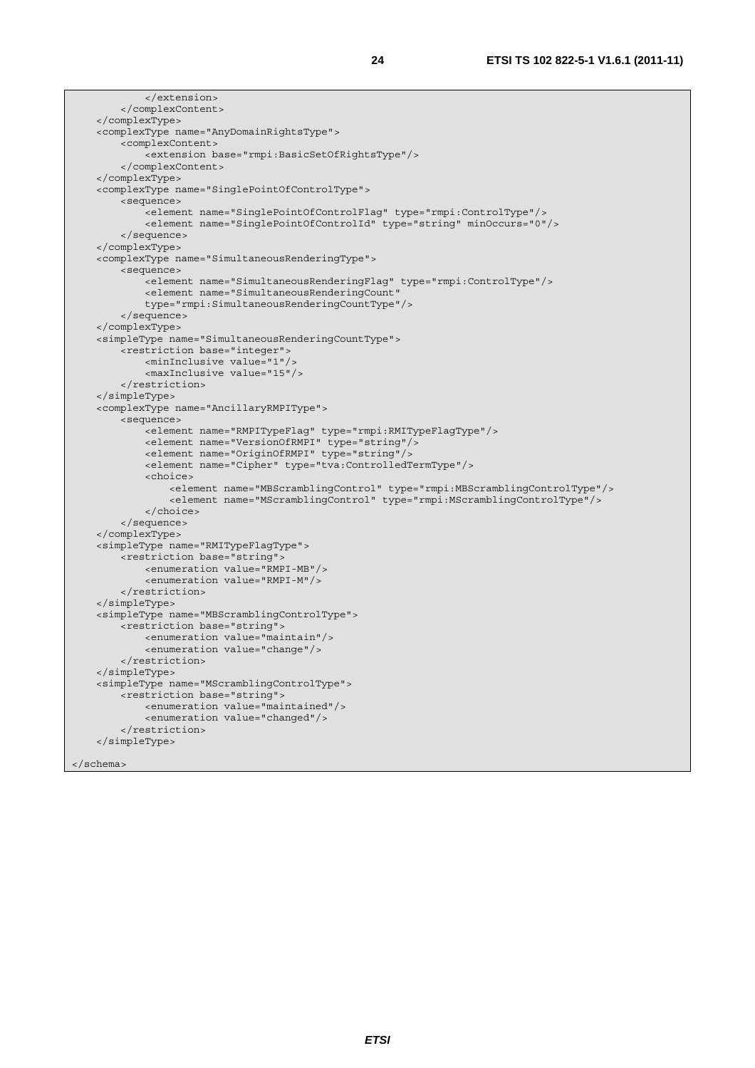```
            </extension>
        </complexContent>
    </complexType>
    <complexType name="AnyDomainRightsType">
        <complexContent>
            <extension base="rmpi:BasicSetOfRightsType"/>
        </complexContent>
    </complexType>
    <complexType name="SinglePointOfControlType">
        <sequence>
            <element name="SinglePointOfControlFlag" type="rmpi:ControlType"/>
            <element name="SinglePointOfControlId" type="string" minOccurs="0"/>
        </sequence>
    </complexType>
    <complexType name="SimultaneousRenderingType">
        <sequence>
            <element name="SimultaneousRenderingFlag" type="rmpi:ControlType"/>
            <element name="SimultaneousRenderingCount"
            type="rmpi:SimultaneousRenderingCountType"/>
        </sequence>
    </complexType>
    <simpleType name="SimultaneousRenderingCountType">
        <restriction base="integer">
            <minInclusive value="1"/>
            <maxInclusive value="15"/>
        </restriction>
    </simpleType>
    <complexType name="AncillaryRMPIType">
        <sequence>
            <element name="RMPITypeFlag" type="rmpi:RMITypeFlagType"/>
            <element name="VersionOfRMPI" type="string"/>
            <element name="OriginOfRMPI" type="string"/>
            <element name="Cipher" type="tva:ControlledTermType"/>
            <choice>
                <element name="MBScramblingControl" type="rmpi:MBScramblingControlType"/>
                <element name="MScramblingControl" type="rmpi:MScramblingControlType"/>
            </choice>
        </sequence>
    </complexType>
    <simpleType name="RMITypeFlagType">
        <restriction base="string">
            <enumeration value="RMPI-MB"/>
            <enumeration value="RMPI-M"/>
        </restriction>
    </simpleType>
    <simpleType name="MBScramblingControlType">
        <restriction base="string">
            <enumeration value="maintain"/>
            <enumeration value="change"/>
        </restriction>
    </simpleType>
    <simpleType name="MScramblingControlType">
        <restriction base="string">
            <enumeration value="maintained"/>
            <enumeration value="changed"/>
        </restriction>
    </simpleType>

</schema>
```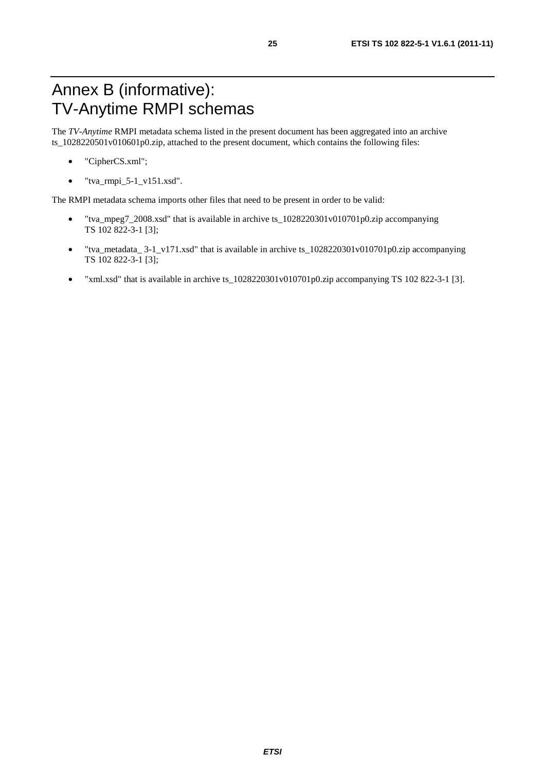# Annex B (informative): TV-Anytime RMPI schemas

The *TV-Anytime* RMPI metadata schema listed in the present document has been aggregated into an archive ts_1028220501v010601p0.zip, attached to the present document, which contains the following files:

- "CipherCS.xml";
- "tva_rmpi_5-1_v151.xsd".

The RMPI metadata schema imports other files that need to be present in order to be valid:

- "tva_mpeg7_2008.xsd" that is available in archive ts_1028220301v010701p0.zip accompanying TS 102 822-3-1 [3];
- "tva_metadata_ 3-1_v171.xsd" that is available in archive ts_1028220301v010701p0.zip accompanying TS 102 822-3-1 [3];
- "xml.xsd" that is available in archive ts_1028220301v010701p0.zip accompanying TS 102 822-3-1 [3].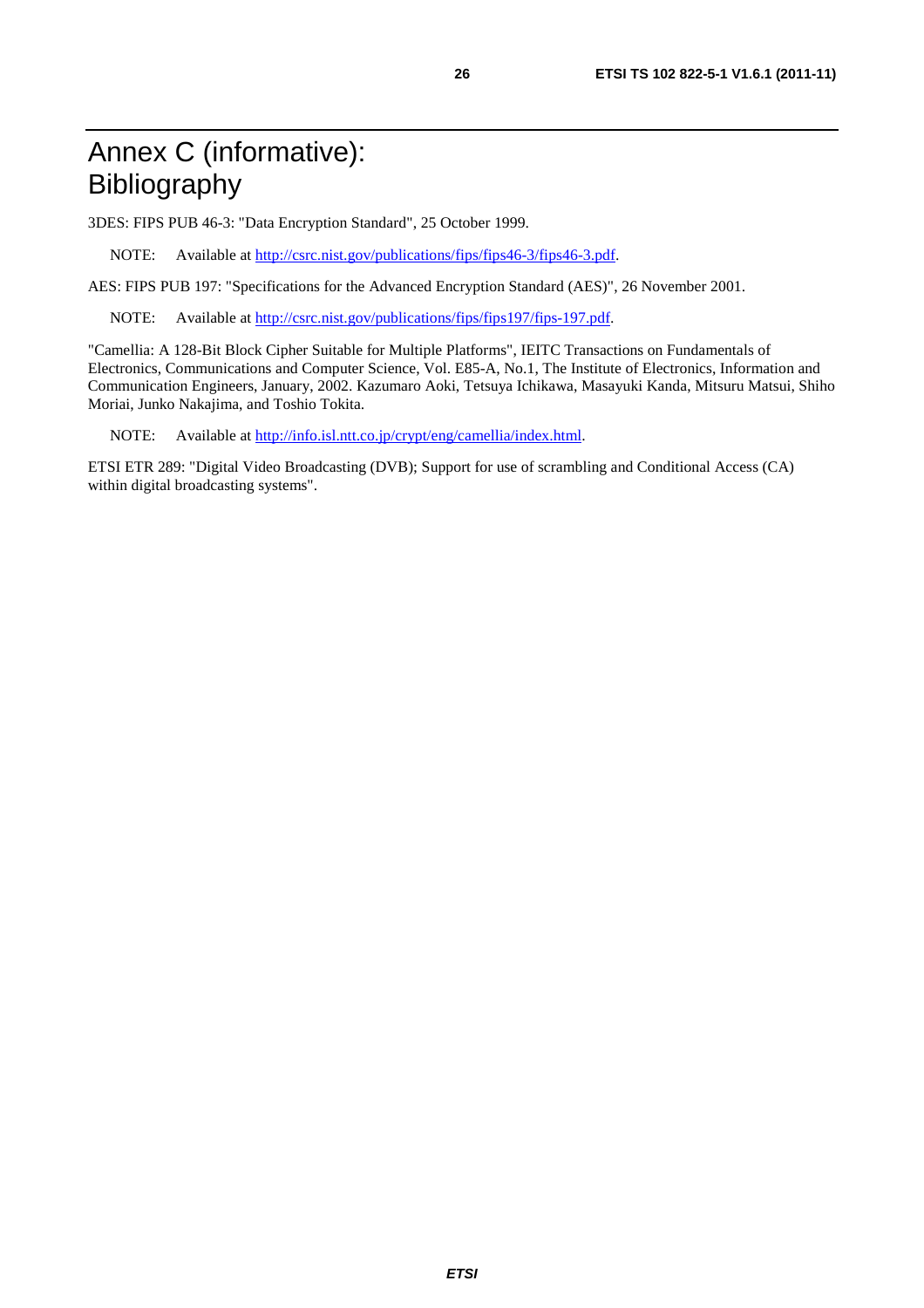# Annex C (informative): Bibliography

3DES: FIPS PUB 46-3: "Data Encryption Standard", 25 October 1999.

NOTE: Available at http://csrc.nist.gov/publications/fips/fips46-3/fips46-3.pdf.

AES: FIPS PUB 197: "Specifications for the Advanced Encryption Standard (AES)", 26 November 2001.

NOTE: Available at http://csrc.nist.gov/publications/fips/fips197/fips-197.pdf.

"Camellia: A 128-Bit Block Cipher Suitable for Multiple Platforms", IEITC Transactions on Fundamentals of Electronics, Communications and Computer Science, Vol. E85-A, No.1, The Institute of Electronics, Information and Communication Engineers, January, 2002. Kazumaro Aoki, Tetsuya Ichikawa, Masayuki Kanda, Mitsuru Matsui, Shiho Moriai, Junko Nakajima, and Toshio Tokita.

NOTE: Available at http://info.isl.ntt.co.jp/crypt/eng/camellia/index.html.

ETSI ETR 289: "Digital Video Broadcasting (DVB); Support for use of scrambling and Conditional Access (CA) within digital broadcasting systems".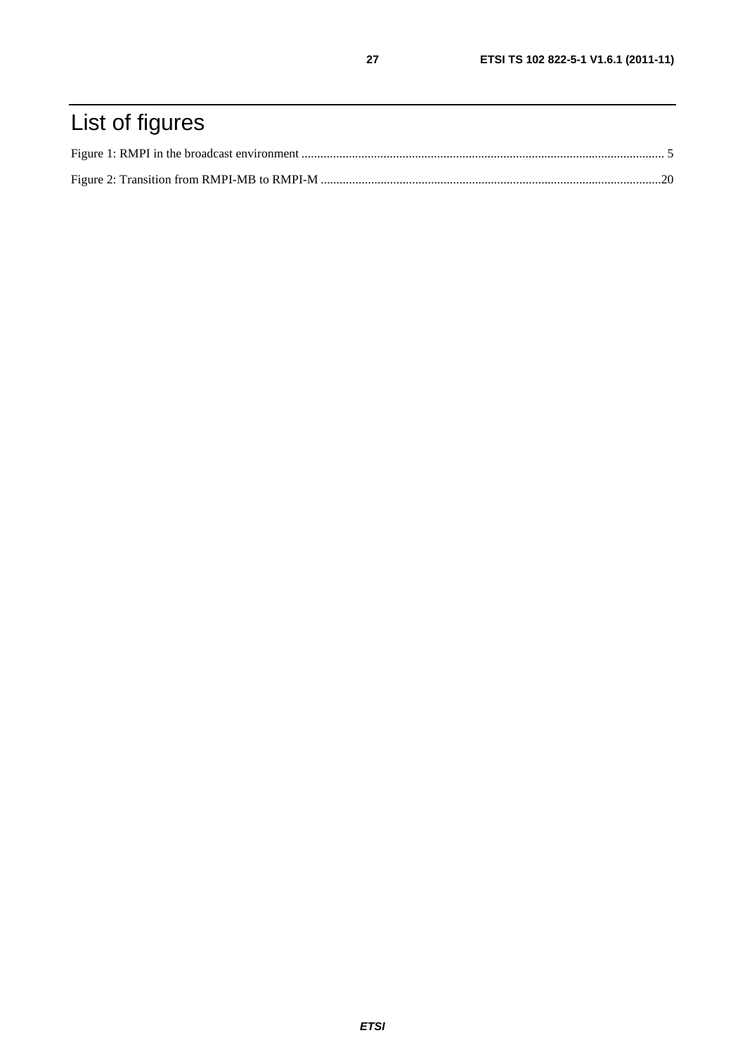# List of figures

Figure 1: RMPI in the broadcast environment ................................................................................................................... 5

Figure 2: Transition from RMPI-MB to RMPI-M ...........................................................................................................20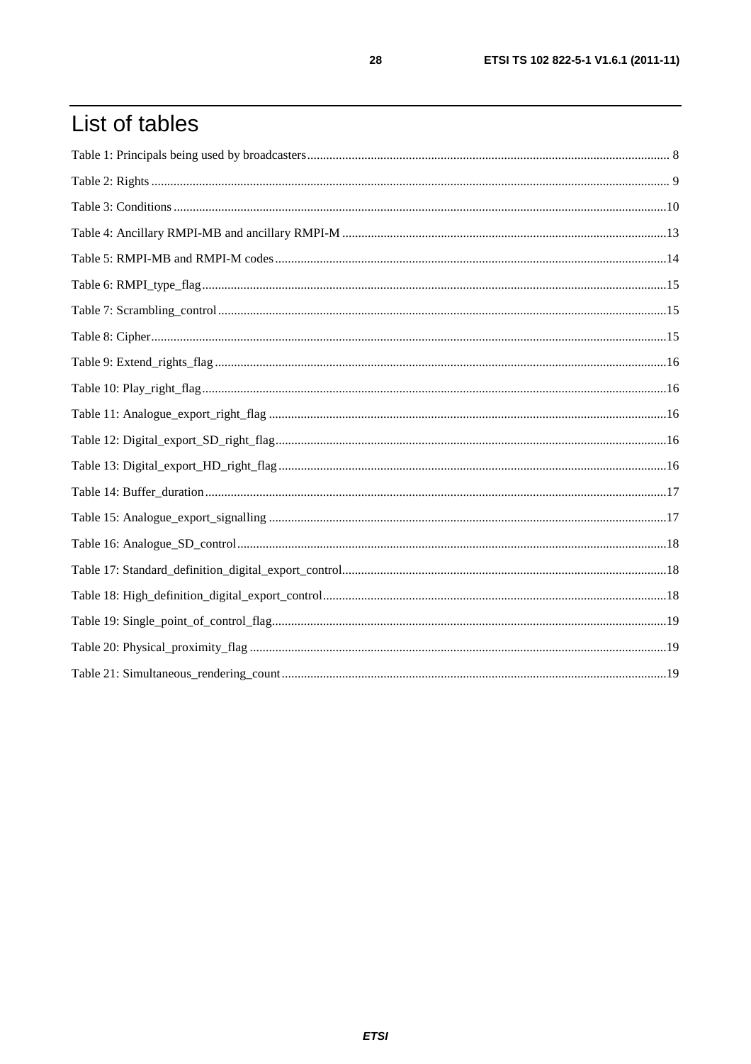# List of tables

Table 1: Principals being used by broadcasters ........ 8

Table 2: Rights ........ 9

Table 3: Conditions ........ 10

Table 4: Ancillary RMPI-MB and ancillary RMPI-M ........ 13

Table 5: RMPI-MB and RMPI-M codes ........ 14

Table 6: RMPI_type_flag ........ 15

Table 7: Scrambling_control ........ 15

Table 8: Cipher ........ 15

Table 9: Extend_rights_flag ........ 16

Table 10: Play_right_flag ........ 16

Table 11: Analogue_export_right_flag ........ 16

Table 12: Digital_export_SD_right_flag ........ 16

Table 13: Digital_export_HD_right_flag ........ 16

Table 14: Buffer_duration ........ 17

Table 15: Analogue_export_signalling ........ 17

Table 16: Analogue_SD_control ........ 18

Table 17: Standard_definition_digital_export_control ........ 18

Table 18: High_definition_digital_export_control ........ 18

Table 19: Single_point_of_control_flag ........ 19

Table 20: Physical_proximity_flag ........ 19

Table 21: Simultaneous_rendering_count ........ 19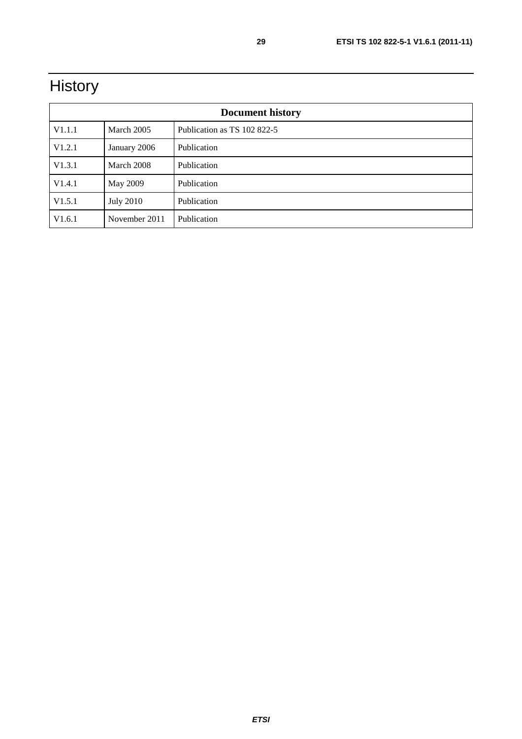# History

| Document history | | |
|---|---|---|
| V1.1.1 | March 2005 | Publication as TS 102 822-5 |
| V1.2.1 | January 2006 | Publication |
| V1.3.1 | March 2008 | Publication |
| V1.4.1 | May 2009 | Publication |
| V1.5.1 | July 2010 | Publication |
| V1.6.1 | November 2011 | Publication |